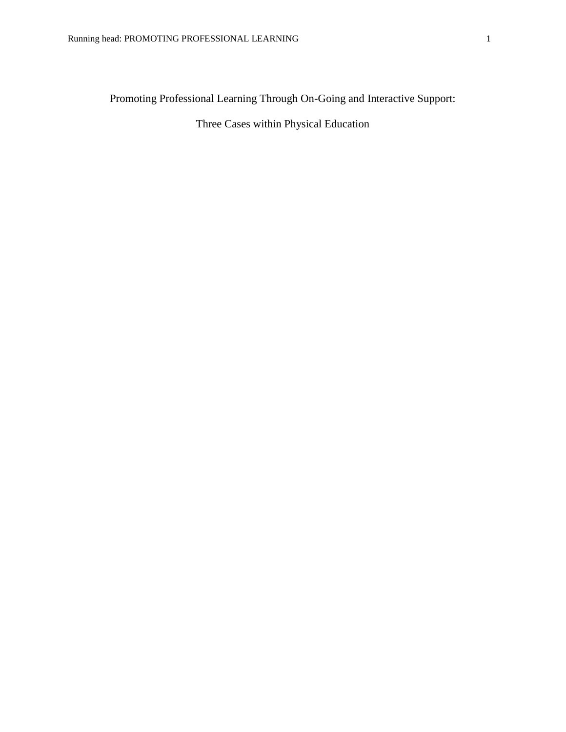# Promoting Professional Learning Through On-Going and Interactive Support: Three Cases within Physical Education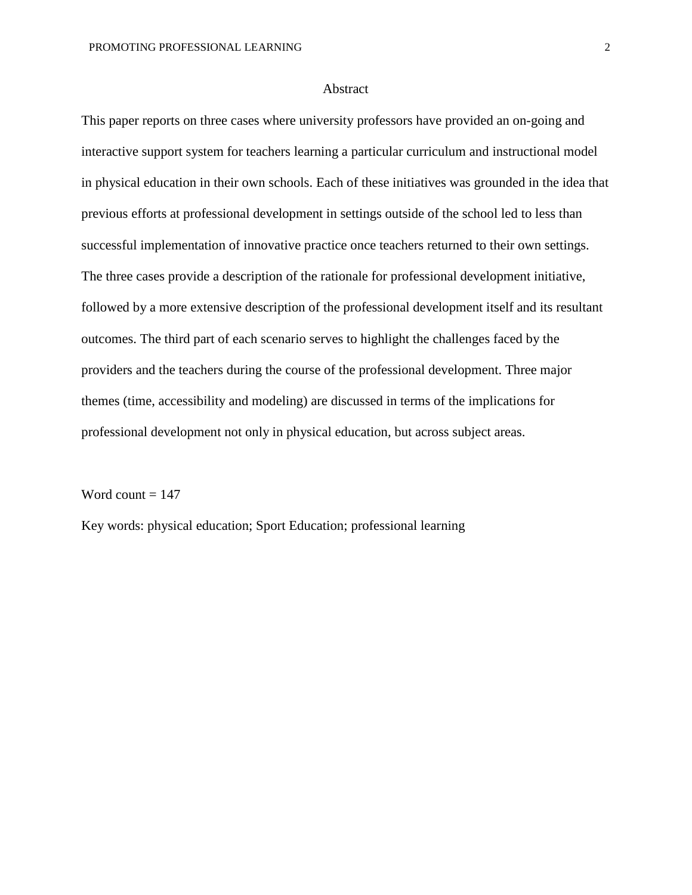# Abstract

This paper reports on three cases where university professors have provided an on-going and interactive support system for teachers learning a particular curriculum and instructional model in physical education in their own schools. Each of these initiatives was grounded in the idea that previous efforts at professional development in settings outside of the school led to less than successful implementation of innovative practice once teachers returned to their own settings. The three cases provide a description of the rationale for professional development initiative, followed by a more extensive description of the professional development itself and its resultant outcomes. The third part of each scenario serves to highlight the challenges faced by the providers and the teachers during the course of the professional development. Three major themes (time, accessibility and modeling) are discussed in terms of the implications for professional development not only in physical education, but across subject areas.

Word count = 147

Key words: physical education; Sport Education; professional learning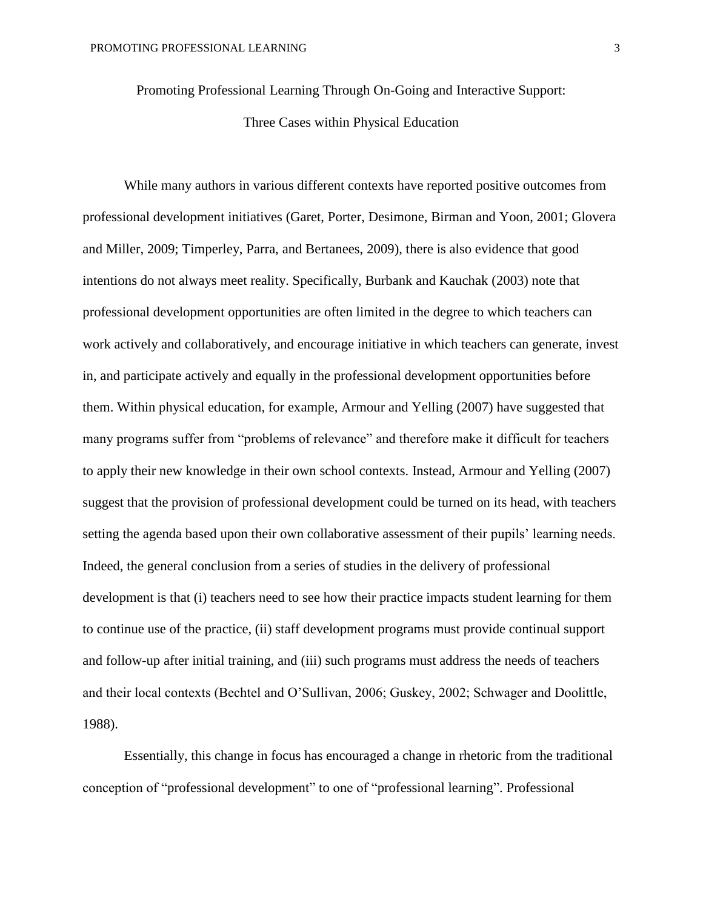# Promoting Professional Learning Through On-Going and Interactive Support: Three Cases within Physical Education

While many authors in various different contexts have reported positive outcomes from professional development initiatives (Garet, Porter, Desimone, Birman and Yoon, 2001; Glovera and Miller, 2009; Timperley, Parra, and Bertanees, 2009), there is also evidence that good intentions do not always meet reality. Specifically, Burbank and Kauchak (2003) note that professional development opportunities are often limited in the degree to which teachers can work actively and collaboratively, and encourage initiative in which teachers can generate, invest in, and participate actively and equally in the professional development opportunities before them. Within physical education, for example, Armour and Yelling (2007) have suggested that many programs suffer from "problems of relevance" and therefore make it difficult for teachers to apply their new knowledge in their own school contexts. Instead, Armour and Yelling (2007) suggest that the provision of professional development could be turned on its head, with teachers setting the agenda based upon their own collaborative assessment of their pupils' learning needs. Indeed, the general conclusion from a series of studies in the delivery of professional development is that (i) teachers need to see how their practice impacts student learning for them to continue use of the practice, (ii) staff development programs must provide continual support and follow-up after initial training, and (iii) such programs must address the needs of teachers and their local contexts (Bechtel and O'Sullivan, 2006; Guskey, 2002; Schwager and Doolittle, 1988).

Essentially, this change in focus has encouraged a change in rhetoric from the traditional conception of "professional development" to one of "professional learning". Professional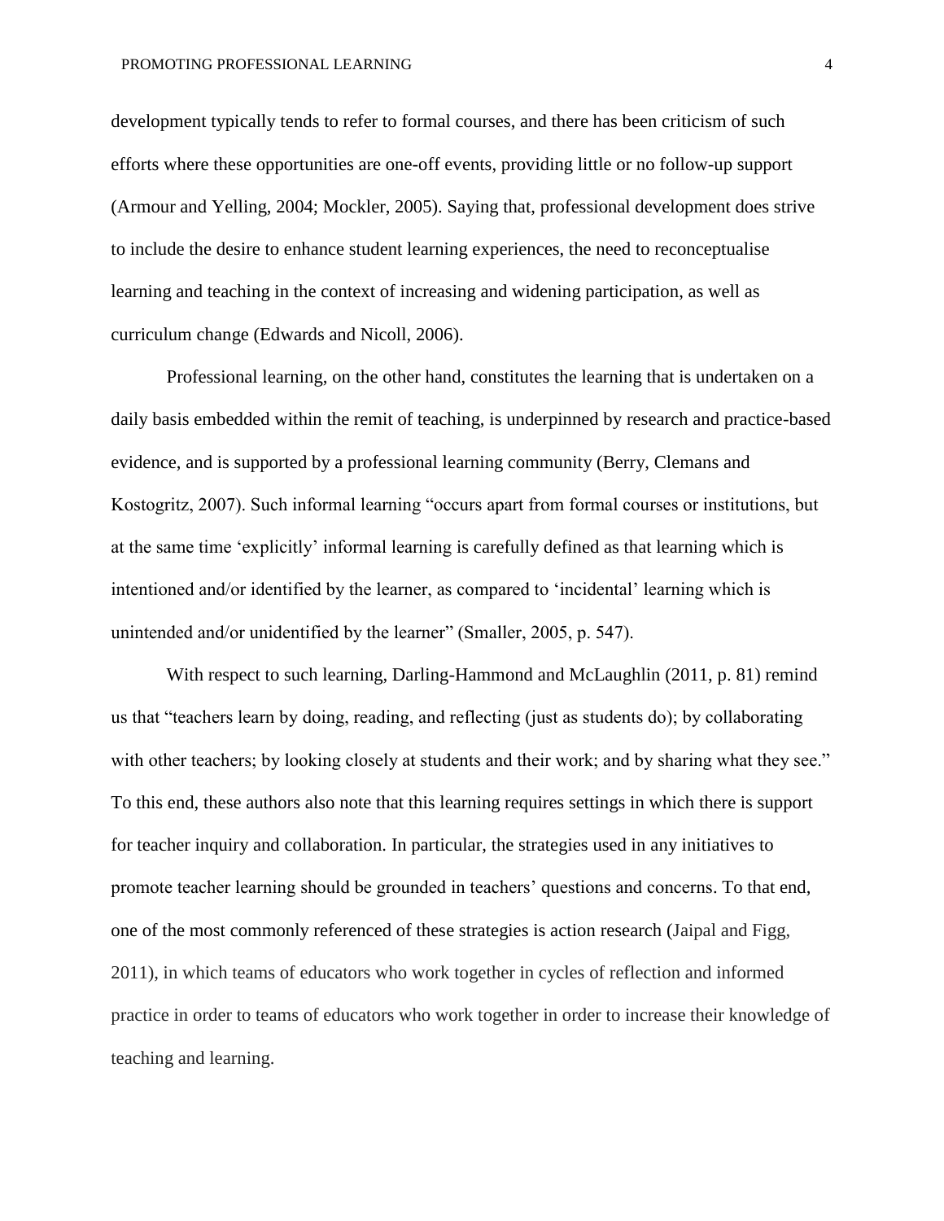development typically tends to refer to formal courses, and there has been criticism of such efforts where these opportunities are one-off events, providing little or no follow-up support (Armour and Yelling, 2004; Mockler, 2005). Saying that, professional development does strive to include the desire to enhance student learning experiences, the need to reconceptualise learning and teaching in the context of increasing and widening participation, as well as curriculum change (Edwards and Nicoll, 2006).

Professional learning, on the other hand, constitutes the learning that is undertaken on a daily basis embedded within the remit of teaching, is underpinned by research and practice-based evidence, and is supported by a professional learning community (Berry, Clemans and Kostogritz, 2007). Such informal learning "occurs apart from formal courses or institutions, but at the same time 'explicitly' informal learning is carefully defined as that learning which is intentioned and/or identified by the learner, as compared to 'incidental' learning which is unintended and/or unidentified by the learner" (Smaller, 2005, p. 547).

With respect to such learning, Darling-Hammond and McLaughlin (2011, p. 81) remind us that "teachers learn by doing, reading, and reflecting (just as students do); by collaborating with other teachers; by looking closely at students and their work; and by sharing what they see." To this end, these authors also note that this learning requires settings in which there is support for teacher inquiry and collaboration. In particular, the strategies used in any initiatives to promote teacher learning should be grounded in teachers' questions and concerns. To that end, one of the most commonly referenced of these strategies is action research (Jaipal and Figg, 2011), in which teams of educators who work together in cycles of reflection and informed practice in order to teams of educators who work together in order to increase their knowledge of teaching and learning.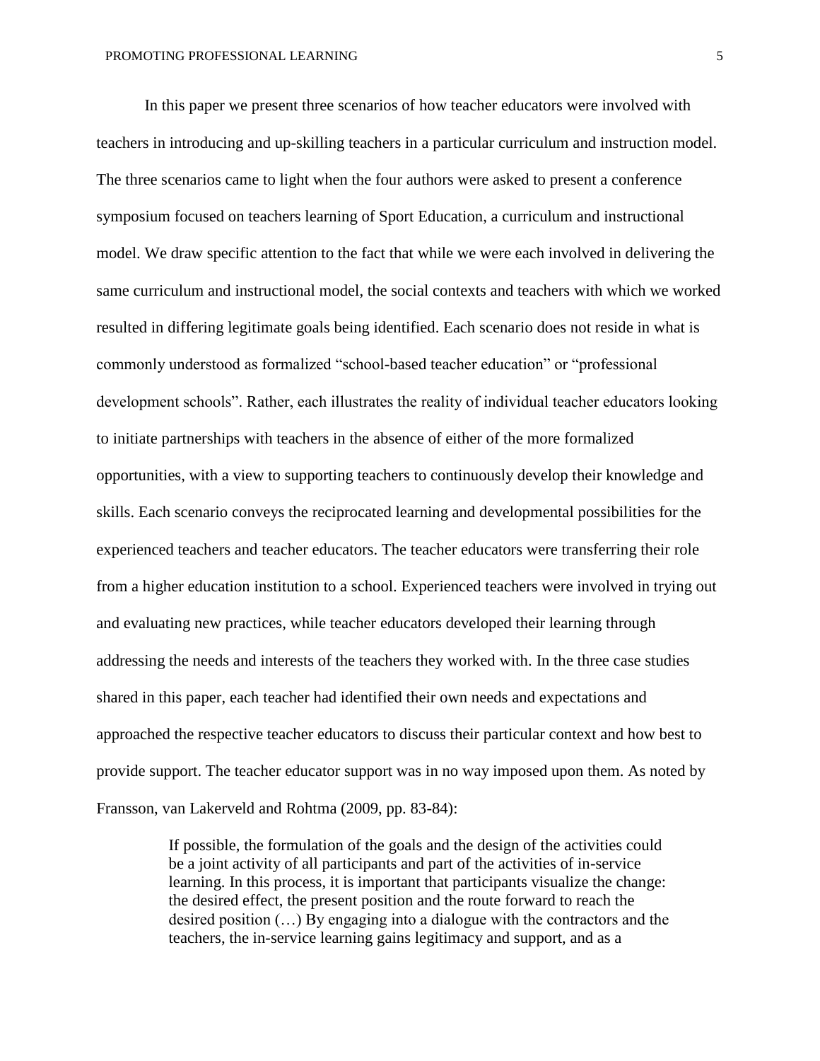In this paper we present three scenarios of how teacher educators were involved with teachers in introducing and up-skilling teachers in a particular curriculum and instruction model. The three scenarios came to light when the four authors were asked to present a conference symposium focused on teachers learning of Sport Education, a curriculum and instructional model. We draw specific attention to the fact that while we were each involved in delivering the same curriculum and instructional model, the social contexts and teachers with which we worked resulted in differing legitimate goals being identified. Each scenario does not reside in what is commonly understood as formalized "school-based teacher education" or "professional development schools". Rather, each illustrates the reality of individual teacher educators looking to initiate partnerships with teachers in the absence of either of the more formalized opportunities, with a view to supporting teachers to continuously develop their knowledge and skills. Each scenario conveys the reciprocated learning and developmental possibilities for the experienced teachers and teacher educators. The teacher educators were transferring their role from a higher education institution to a school. Experienced teachers were involved in trying out and evaluating new practices, while teacher educators developed their learning through addressing the needs and interests of the teachers they worked with. In the three case studies shared in this paper, each teacher had identified their own needs and expectations and approached the respective teacher educators to discuss their particular context and how best to provide support. The teacher educator support was in no way imposed upon them. As noted by Fransson, van Lakerveld and Rohtma (2009, pp. 83-84):

> If possible, the formulation of the goals and the design of the activities could be a joint activity of all participants and part of the activities of in-service learning. In this process, it is important that participants visualize the change: the desired effect, the present position and the route forward to reach the desired position (…) By engaging into a dialogue with the contractors and the teachers, the in-service learning gains legitimacy and support, and as a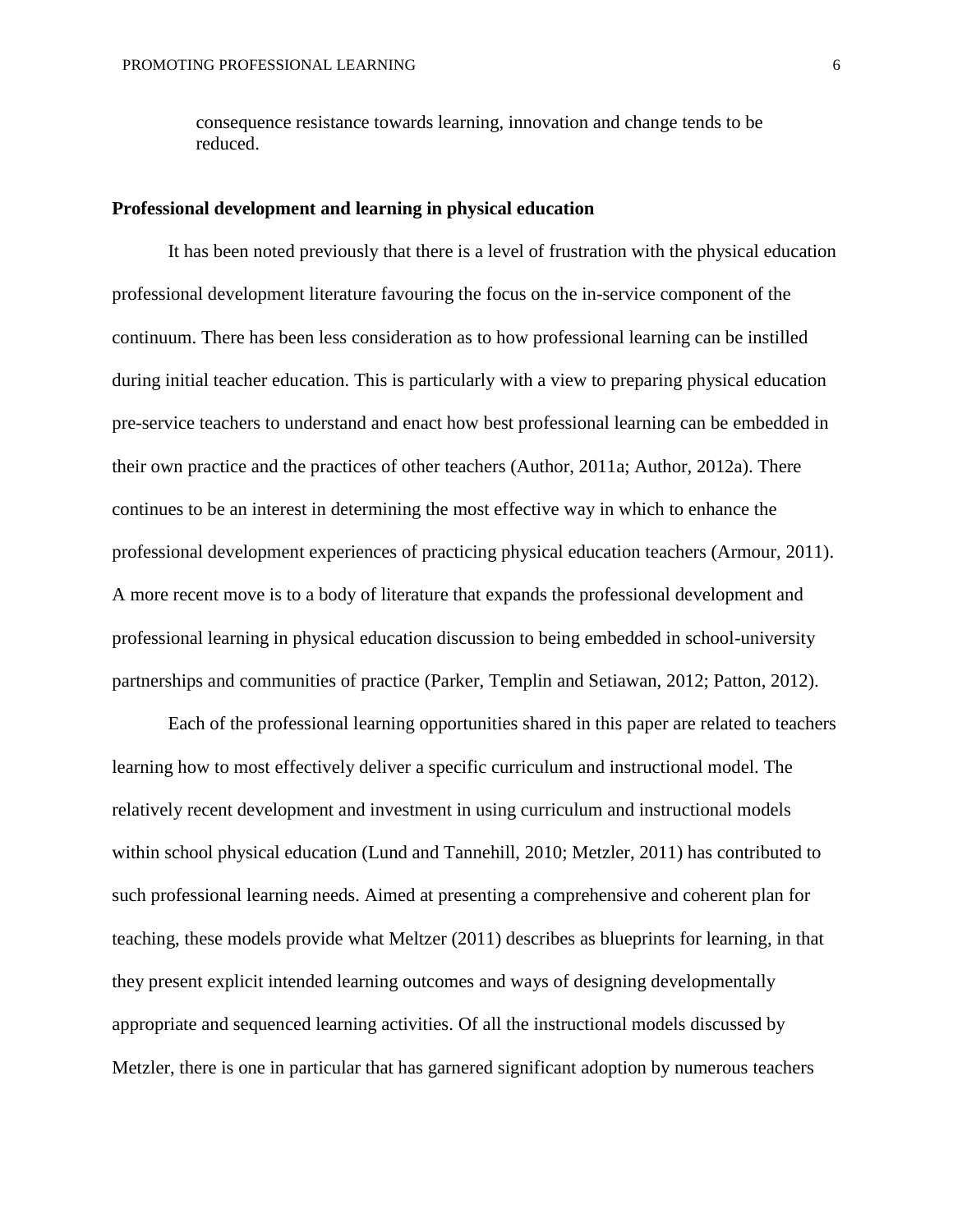> consequence resistance towards learning, innovation and change tends to be reduced.

**Professional development and learning in physical education**

It has been noted previously that there is a level of frustration with the physical education professional development literature favouring the focus on the in-service component of the continuum. There has been less consideration as to how professional learning can be instilled during initial teacher education. This is particularly with a view to preparing physical education pre-service teachers to understand and enact how best professional learning can be embedded in their own practice and the practices of other teachers (Author, 2011a; Author, 2012a). There continues to be an interest in determining the most effective way in which to enhance the professional development experiences of practicing physical education teachers (Armour, 2011). A more recent move is to a body of literature that expands the professional development and professional learning in physical education discussion to being embedded in school-university partnerships and communities of practice (Parker, Templin and Setiawan, 2012; Patton, 2012).

Each of the professional learning opportunities shared in this paper are related to teachers learning how to most effectively deliver a specific curriculum and instructional model. The relatively recent development and investment in using curriculum and instructional models within school physical education (Lund and Tannehill, 2010; Metzler, 2011) has contributed to such professional learning needs. Aimed at presenting a comprehensive and coherent plan for teaching, these models provide what Meltzer (2011) describes as blueprints for learning, in that they present explicit intended learning outcomes and ways of designing developmentally appropriate and sequenced learning activities. Of all the instructional models discussed by Metzler, there is one in particular that has garnered significant adoption by numerous teachers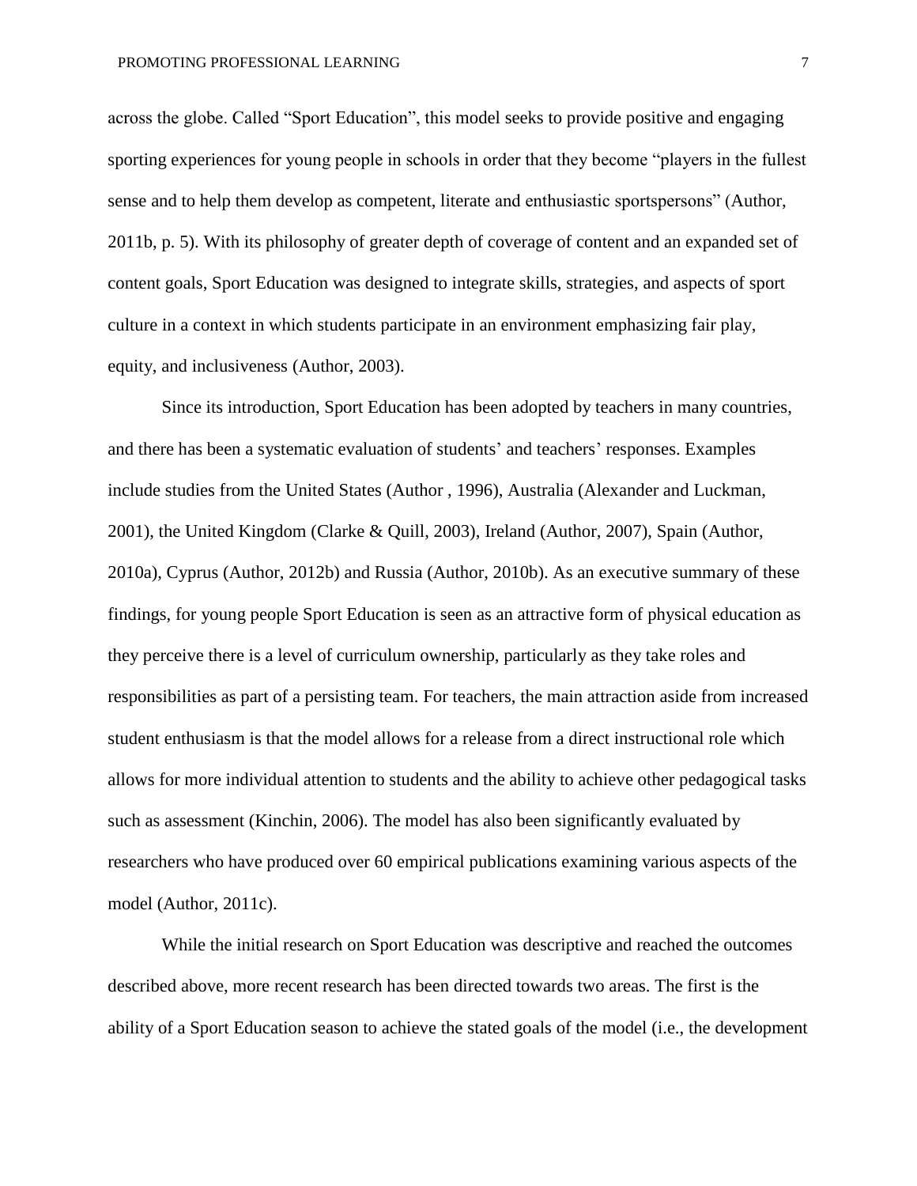across the globe. Called “Sport Education”, this model seeks to provide positive and engaging sporting experiences for young people in schools in order that they become “players in the fullest sense and to help them develop as competent, literate and enthusiastic sportspersons” (Author, 2011b, p. 5). With its philosophy of greater depth of coverage of content and an expanded set of content goals, Sport Education was designed to integrate skills, strategies, and aspects of sport culture in a context in which students participate in an environment emphasizing fair play, equity, and inclusiveness (Author, 2003).

Since its introduction, Sport Education has been adopted by teachers in many countries, and there has been a systematic evaluation of students’ and teachers’ responses. Examples include studies from the United States (Author , 1996), Australia (Alexander and Luckman, 2001), the United Kingdom (Clarke & Quill, 2003), Ireland (Author, 2007), Spain (Author, 2010a), Cyprus (Author, 2012b) and Russia (Author, 2010b). As an executive summary of these findings, for young people Sport Education is seen as an attractive form of physical education as they perceive there is a level of curriculum ownership, particularly as they take roles and responsibilities as part of a persisting team. For teachers, the main attraction aside from increased student enthusiasm is that the model allows for a release from a direct instructional role which allows for more individual attention to students and the ability to achieve other pedagogical tasks such as assessment (Kinchin, 2006). The model has also been significantly evaluated by researchers who have produced over 60 empirical publications examining various aspects of the model (Author, 2011c).

While the initial research on Sport Education was descriptive and reached the outcomes described above, more recent research has been directed towards two areas. The first is the ability of a Sport Education season to achieve the stated goals of the model (i.e., the development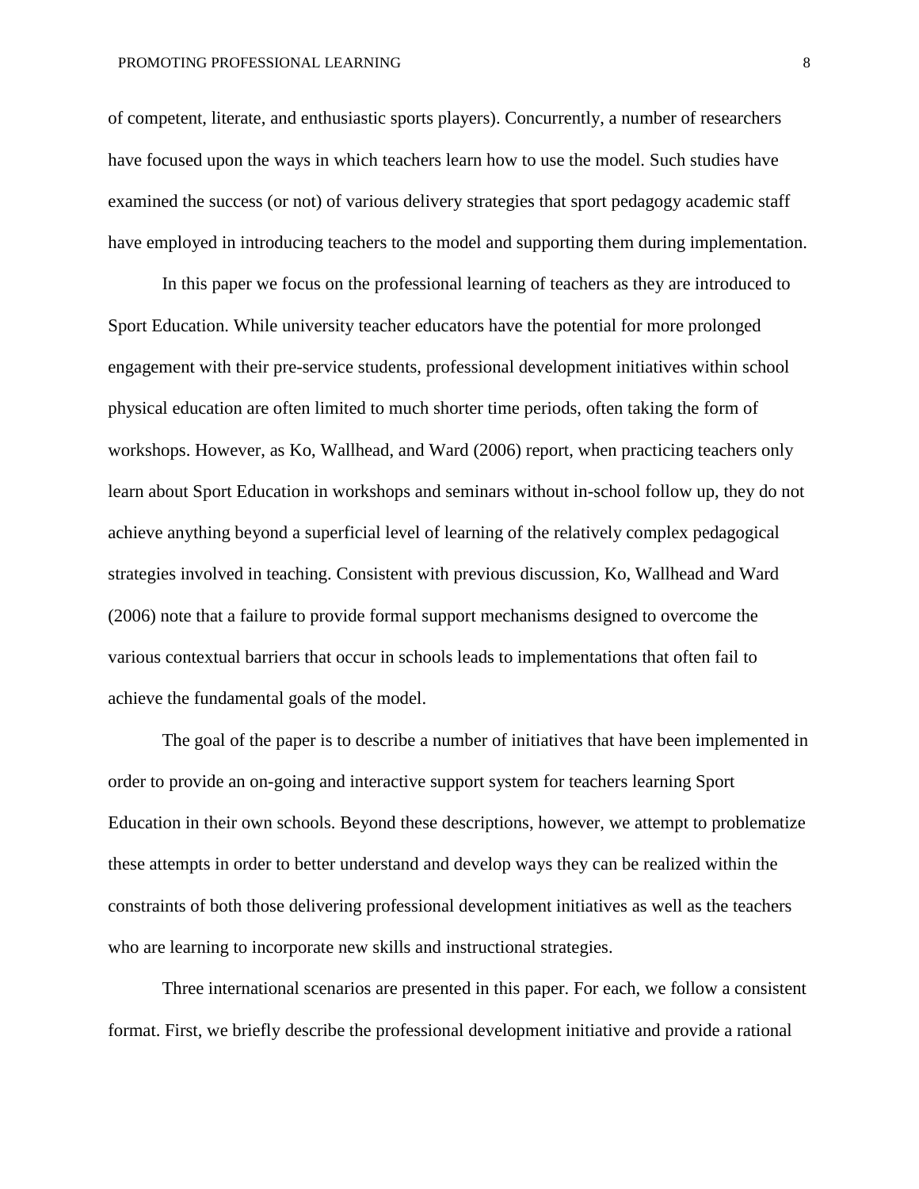of competent, literate, and enthusiastic sports players). Concurrently, a number of researchers have focused upon the ways in which teachers learn how to use the model. Such studies have examined the success (or not) of various delivery strategies that sport pedagogy academic staff have employed in introducing teachers to the model and supporting them during implementation.

In this paper we focus on the professional learning of teachers as they are introduced to Sport Education. While university teacher educators have the potential for more prolonged engagement with their pre-service students, professional development initiatives within school physical education are often limited to much shorter time periods, often taking the form of workshops. However, as Ko, Wallhead, and Ward (2006) report, when practicing teachers only learn about Sport Education in workshops and seminars without in-school follow up, they do not achieve anything beyond a superficial level of learning of the relatively complex pedagogical strategies involved in teaching. Consistent with previous discussion, Ko, Wallhead and Ward (2006) note that a failure to provide formal support mechanisms designed to overcome the various contextual barriers that occur in schools leads to implementations that often fail to achieve the fundamental goals of the model.

The goal of the paper is to describe a number of initiatives that have been implemented in order to provide an on-going and interactive support system for teachers learning Sport Education in their own schools. Beyond these descriptions, however, we attempt to problematize these attempts in order to better understand and develop ways they can be realized within the constraints of both those delivering professional development initiatives as well as the teachers who are learning to incorporate new skills and instructional strategies.

Three international scenarios are presented in this paper. For each, we follow a consistent format. First, we briefly describe the professional development initiative and provide a rational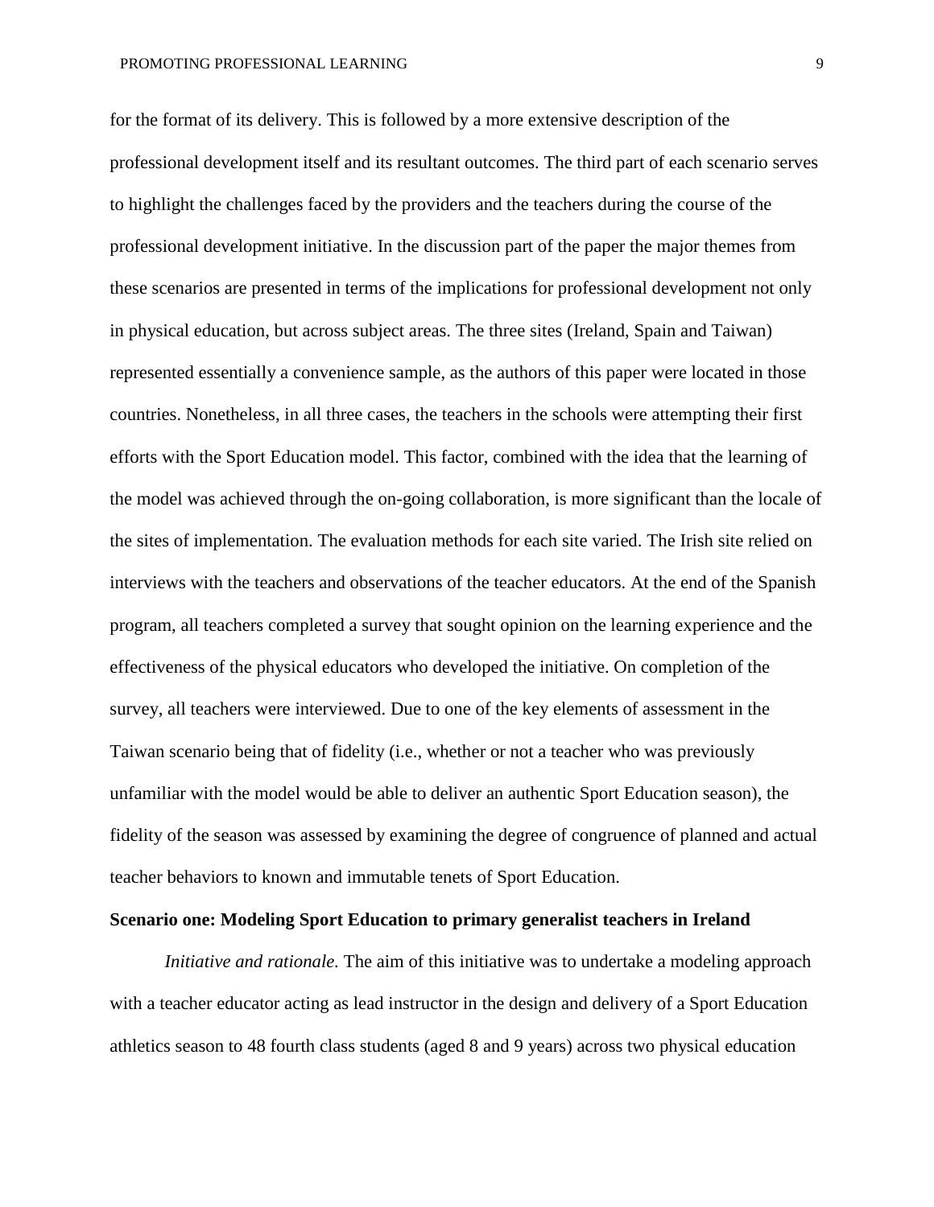for the format of its delivery. This is followed by a more extensive description of the professional development itself and its resultant outcomes. The third part of each scenario serves to highlight the challenges faced by the providers and the teachers during the course of the professional development initiative. In the discussion part of the paper the major themes from these scenarios are presented in terms of the implications for professional development not only in physical education, but across subject areas. The three sites (Ireland, Spain and Taiwan) represented essentially a convenience sample, as the authors of this paper were located in those countries. Nonetheless, in all three cases, the teachers in the schools were attempting their first efforts with the Sport Education model. This factor, combined with the idea that the learning of the model was achieved through the on-going collaboration, is more significant than the locale of the sites of implementation. The evaluation methods for each site varied. The Irish site relied on interviews with the teachers and observations of the teacher educators. At the end of the Spanish program, all teachers completed a survey that sought opinion on the learning experience and the effectiveness of the physical educators who developed the initiative. On completion of the survey, all teachers were interviewed. Due to one of the key elements of assessment in the Taiwan scenario being that of fidelity (i.e., whether or not a teacher who was previously unfamiliar with the model would be able to deliver an authentic Sport Education season), the fidelity of the season was assessed by examining the degree of congruence of planned and actual teacher behaviors to known and immutable tenets of Sport Education.

## Scenario one: Modeling Sport Education to primary generalist teachers in Ireland

*Initiative and rationale.* The aim of this initiative was to undertake a modeling approach with a teacher educator acting as lead instructor in the design and delivery of a Sport Education athletics season to 48 fourth class students (aged 8 and 9 years) across two physical education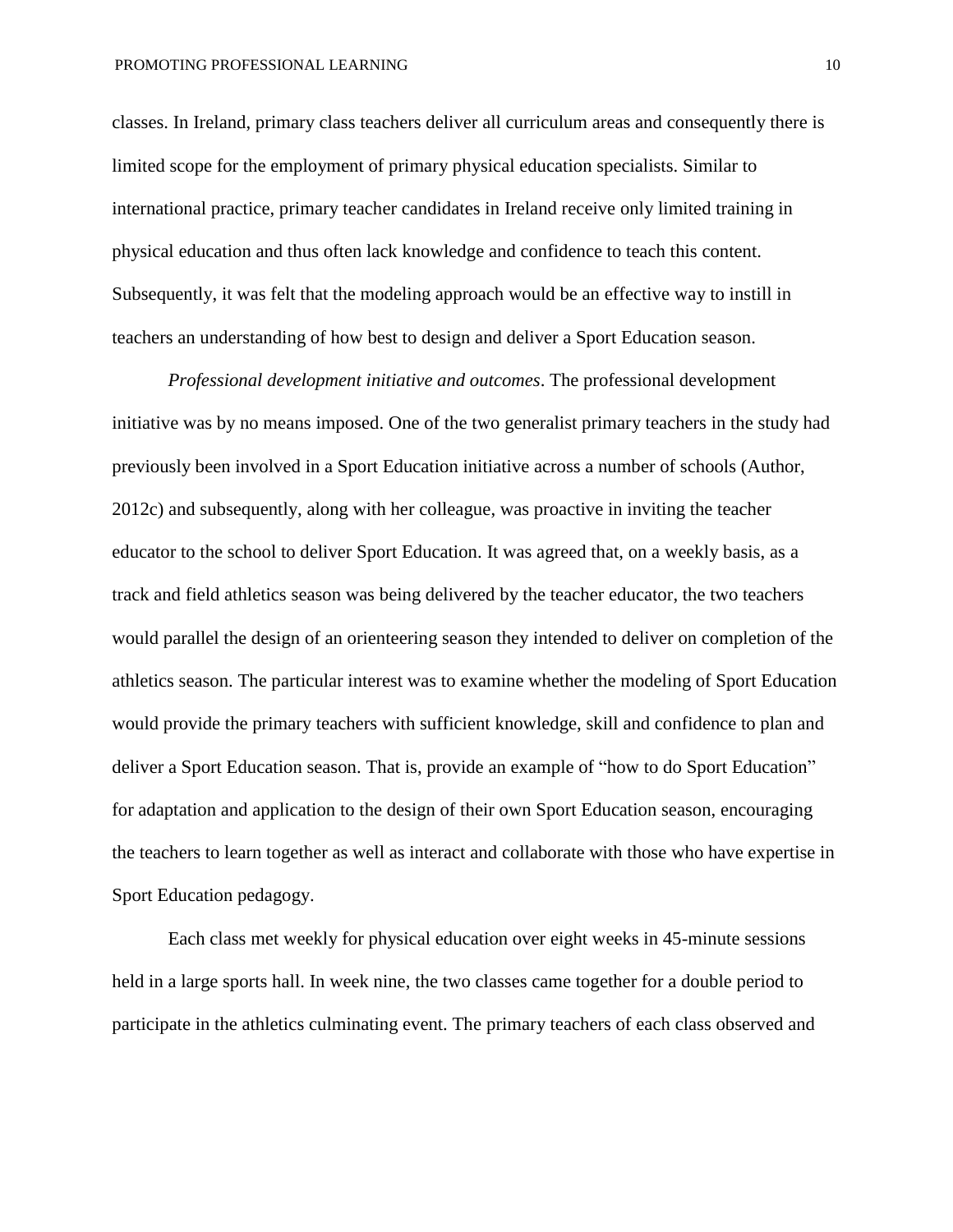classes. In Ireland, primary class teachers deliver all curriculum areas and consequently there is limited scope for the employment of primary physical education specialists. Similar to international practice, primary teacher candidates in Ireland receive only limited training in physical education and thus often lack knowledge and confidence to teach this content. Subsequently, it was felt that the modeling approach would be an effective way to instill in teachers an understanding of how best to design and deliver a Sport Education season.

*Professional development initiative and outcomes*. The professional development initiative was by no means imposed. One of the two generalist primary teachers in the study had previously been involved in a Sport Education initiative across a number of schools (Author, 2012c) and subsequently, along with her colleague, was proactive in inviting the teacher educator to the school to deliver Sport Education. It was agreed that, on a weekly basis, as a track and field athletics season was being delivered by the teacher educator, the two teachers would parallel the design of an orienteering season they intended to deliver on completion of the athletics season. The particular interest was to examine whether the modeling of Sport Education would provide the primary teachers with sufficient knowledge, skill and confidence to plan and deliver a Sport Education season. That is, provide an example of "how to do Sport Education" for adaptation and application to the design of their own Sport Education season, encouraging the teachers to learn together as well as interact and collaborate with those who have expertise in Sport Education pedagogy.

Each class met weekly for physical education over eight weeks in 45-minute sessions held in a large sports hall. In week nine, the two classes came together for a double period to participate in the athletics culminating event. The primary teachers of each class observed and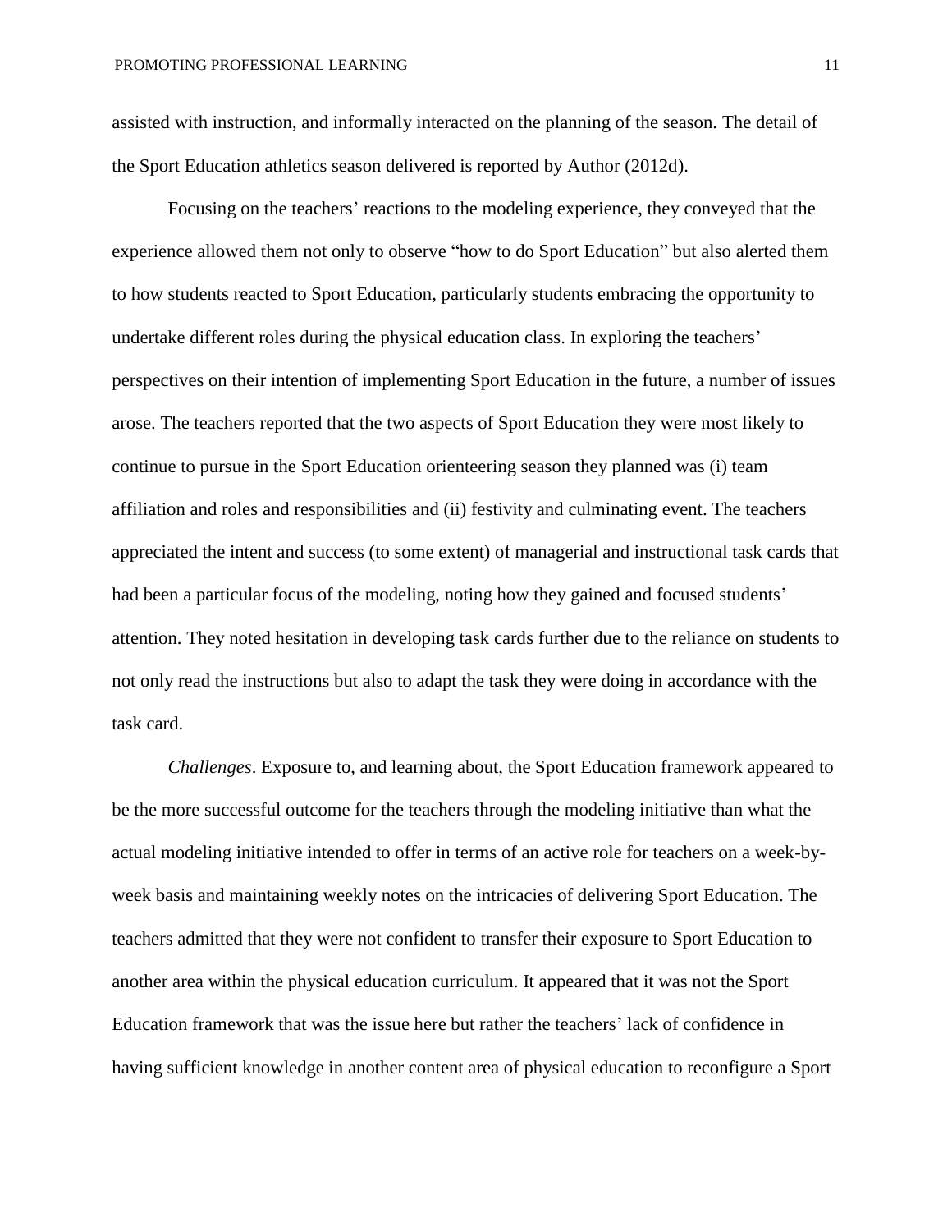assisted with instruction, and informally interacted on the planning of the season. The detail of the Sport Education athletics season delivered is reported by Author (2012d).

Focusing on the teachers' reactions to the modeling experience, they conveyed that the experience allowed them not only to observe "how to do Sport Education" but also alerted them to how students reacted to Sport Education, particularly students embracing the opportunity to undertake different roles during the physical education class. In exploring the teachers' perspectives on their intention of implementing Sport Education in the future, a number of issues arose. The teachers reported that the two aspects of Sport Education they were most likely to continue to pursue in the Sport Education orienteering season they planned was (i) team affiliation and roles and responsibilities and (ii) festivity and culminating event. The teachers appreciated the intent and success (to some extent) of managerial and instructional task cards that had been a particular focus of the modeling, noting how they gained and focused students' attention. They noted hesitation in developing task cards further due to the reliance on students to not only read the instructions but also to adapt the task they were doing in accordance with the task card.

*Challenges*. Exposure to, and learning about, the Sport Education framework appeared to be the more successful outcome for the teachers through the modeling initiative than what the actual modeling initiative intended to offer in terms of an active role for teachers on a week-by-week basis and maintaining weekly notes on the intricacies of delivering Sport Education. The teachers admitted that they were not confident to transfer their exposure to Sport Education to another area within the physical education curriculum. It appeared that it was not the Sport Education framework that was the issue here but rather the teachers' lack of confidence in having sufficient knowledge in another content area of physical education to reconfigure a Sport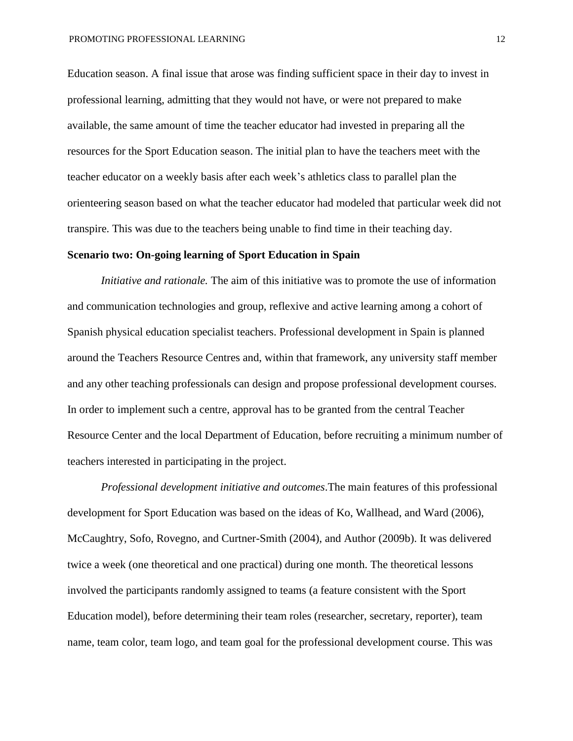Education season. A final issue that arose was finding sufficient space in their day to invest in professional learning, admitting that they would not have, or were not prepared to make available, the same amount of time the teacher educator had invested in preparing all the resources for the Sport Education season. The initial plan to have the teachers meet with the teacher educator on a weekly basis after each week's athletics class to parallel plan the orienteering season based on what the teacher educator had modeled that particular week did not transpire. This was due to the teachers being unable to find time in their teaching day.

**Scenario two: On-going learning of Sport Education in Spain**

*Initiative and rationale.* The aim of this initiative was to promote the use of information and communication technologies and group, reflexive and active learning among a cohort of Spanish physical education specialist teachers. Professional development in Spain is planned around the Teachers Resource Centres and, within that framework, any university staff member and any other teaching professionals can design and propose professional development courses. In order to implement such a centre, approval has to be granted from the central Teacher Resource Center and the local Department of Education, before recruiting a minimum number of teachers interested in participating in the project.

*Professional development initiative and outcomes*.The main features of this professional development for Sport Education was based on the ideas of Ko, Wallhead, and Ward (2006), McCaughtry, Sofo, Rovegno, and Curtner-Smith (2004), and Author (2009b). It was delivered twice a week (one theoretical and one practical) during one month. The theoretical lessons involved the participants randomly assigned to teams (a feature consistent with the Sport Education model), before determining their team roles (researcher, secretary, reporter), team name, team color, team logo, and team goal for the professional development course. This was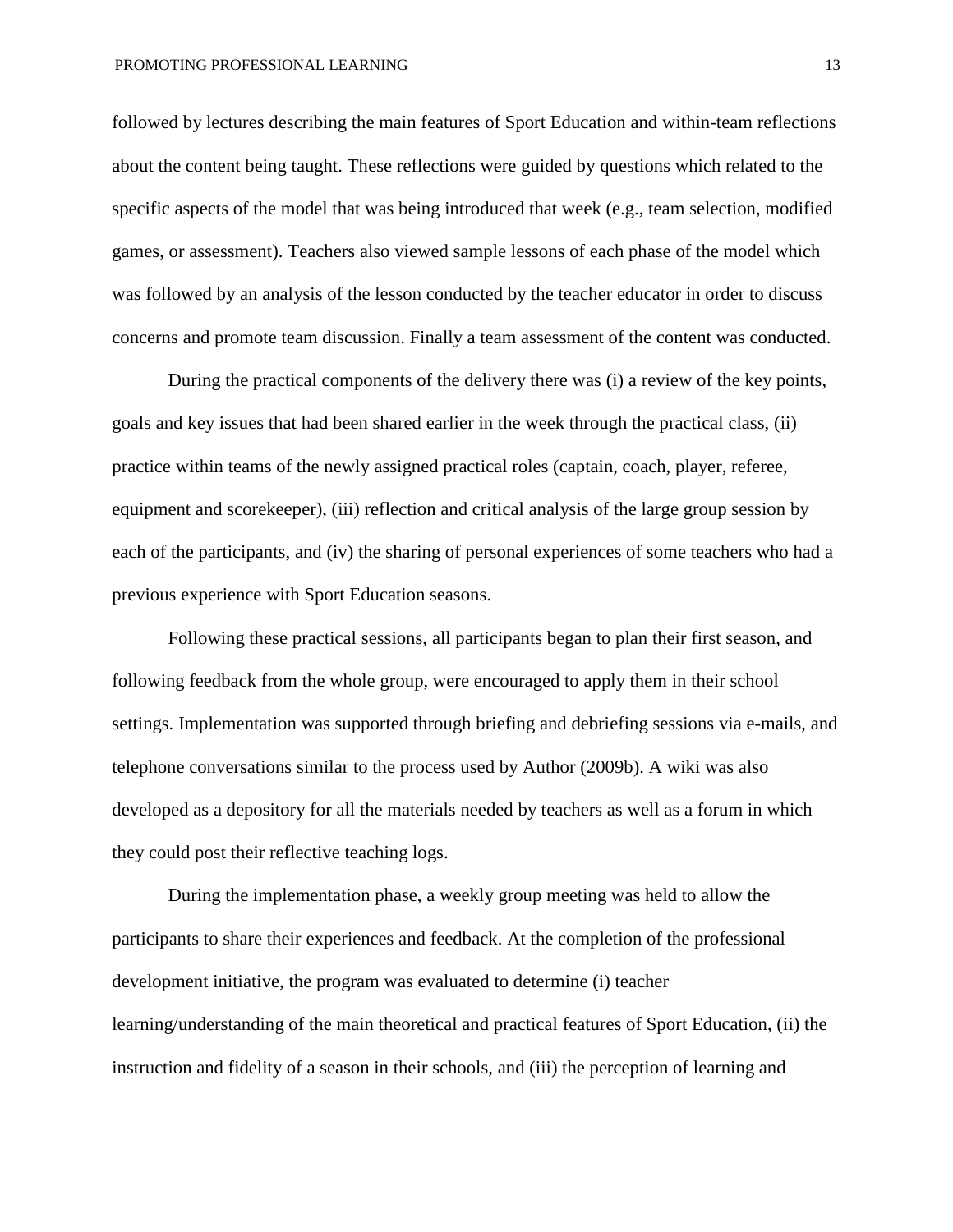followed by lectures describing the main features of Sport Education and within-team reflections about the content being taught. These reflections were guided by questions which related to the specific aspects of the model that was being introduced that week (e.g., team selection, modified games, or assessment). Teachers also viewed sample lessons of each phase of the model which was followed by an analysis of the lesson conducted by the teacher educator in order to discuss concerns and promote team discussion. Finally a team assessment of the content was conducted.

During the practical components of the delivery there was (i) a review of the key points, goals and key issues that had been shared earlier in the week through the practical class, (ii) practice within teams of the newly assigned practical roles (captain, coach, player, referee, equipment and scorekeeper), (iii) reflection and critical analysis of the large group session by each of the participants, and (iv) the sharing of personal experiences of some teachers who had a previous experience with Sport Education seasons.

Following these practical sessions, all participants began to plan their first season, and following feedback from the whole group, were encouraged to apply them in their school settings. Implementation was supported through briefing and debriefing sessions via e-mails, and telephone conversations similar to the process used by Author (2009b). A wiki was also developed as a depository for all the materials needed by teachers as well as a forum in which they could post their reflective teaching logs.

During the implementation phase, a weekly group meeting was held to allow the participants to share their experiences and feedback. At the completion of the professional development initiative, the program was evaluated to determine (i) teacher learning/understanding of the main theoretical and practical features of Sport Education, (ii) the instruction and fidelity of a season in their schools, and (iii) the perception of learning and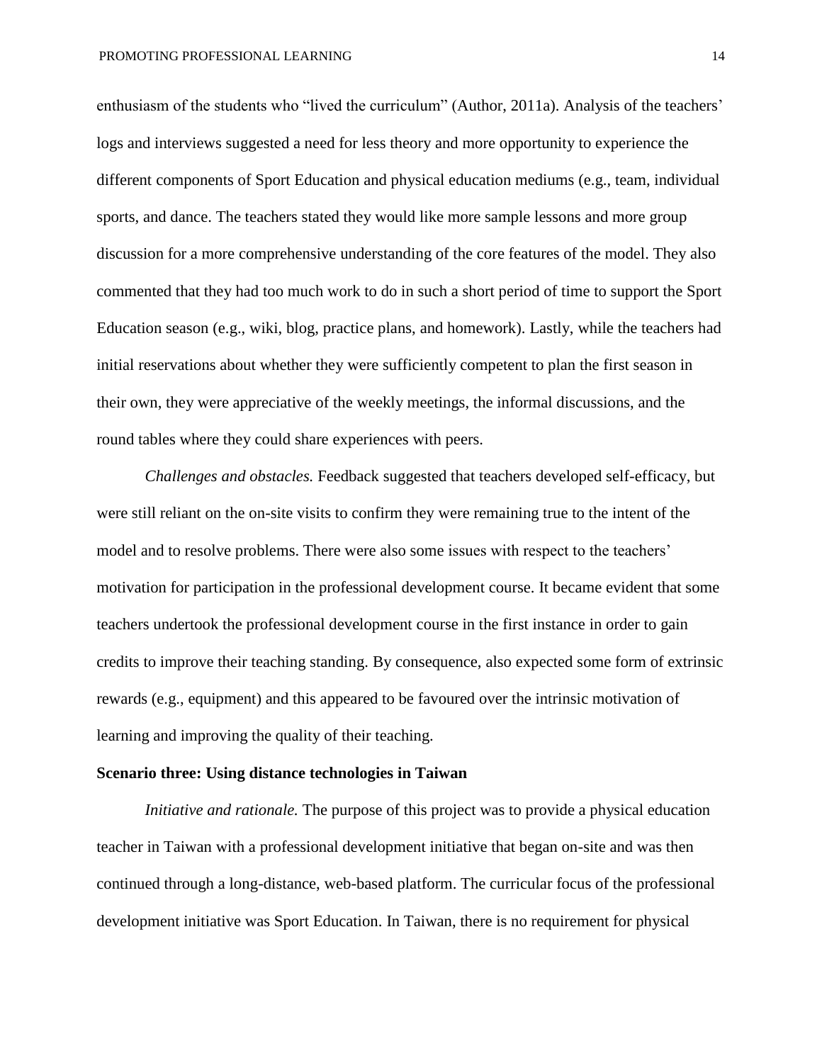enthusiasm of the students who "lived the curriculum" (Author, 2011a). Analysis of the teachers' logs and interviews suggested a need for less theory and more opportunity to experience the different components of Sport Education and physical education mediums (e.g., team, individual sports, and dance. The teachers stated they would like more sample lessons and more group discussion for a more comprehensive understanding of the core features of the model. They also commented that they had too much work to do in such a short period of time to support the Sport Education season (e.g., wiki, blog, practice plans, and homework). Lastly, while the teachers had initial reservations about whether they were sufficiently competent to plan the first season in their own, they were appreciative of the weekly meetings, the informal discussions, and the round tables where they could share experiences with peers.

*Challenges and obstacles.* Feedback suggested that teachers developed self-efficacy, but were still reliant on the on-site visits to confirm they were remaining true to the intent of the model and to resolve problems. There were also some issues with respect to the teachers' motivation for participation in the professional development course. It became evident that some teachers undertook the professional development course in the first instance in order to gain credits to improve their teaching standing. By consequence, also expected some form of extrinsic rewards (e.g., equipment) and this appeared to be favoured over the intrinsic motivation of learning and improving the quality of their teaching.

**Scenario three: Using distance technologies in Taiwan**

*Initiative and rationale.* The purpose of this project was to provide a physical education teacher in Taiwan with a professional development initiative that began on-site and was then continued through a long-distance, web-based platform. The curricular focus of the professional development initiative was Sport Education. In Taiwan, there is no requirement for physical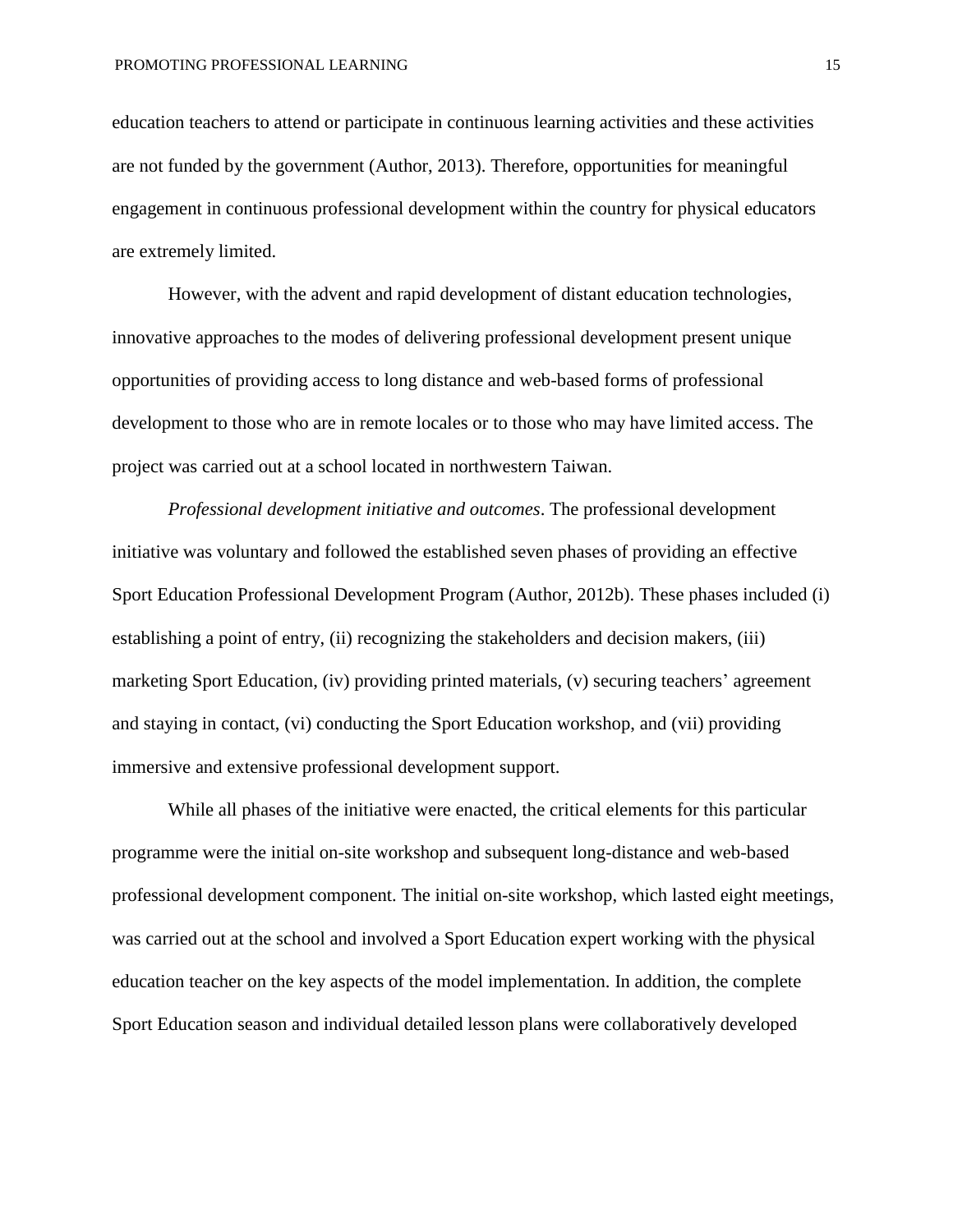education teachers to attend or participate in continuous learning activities and these activities are not funded by the government (Author, 2013). Therefore, opportunities for meaningful engagement in continuous professional development within the country for physical educators are extremely limited.

However, with the advent and rapid development of distant education technologies, innovative approaches to the modes of delivering professional development present unique opportunities of providing access to long distance and web-based forms of professional development to those who are in remote locales or to those who may have limited access. The project was carried out at a school located in northwestern Taiwan.

*Professional development initiative and outcomes*. The professional development initiative was voluntary and followed the established seven phases of providing an effective Sport Education Professional Development Program (Author, 2012b). These phases included (i) establishing a point of entry, (ii) recognizing the stakeholders and decision makers, (iii) marketing Sport Education, (iv) providing printed materials, (v) securing teachers' agreement and staying in contact, (vi) conducting the Sport Education workshop, and (vii) providing immersive and extensive professional development support.

While all phases of the initiative were enacted, the critical elements for this particular programme were the initial on-site workshop and subsequent long-distance and web-based professional development component. The initial on-site workshop, which lasted eight meetings, was carried out at the school and involved a Sport Education expert working with the physical education teacher on the key aspects of the model implementation. In addition, the complete Sport Education season and individual detailed lesson plans were collaboratively developed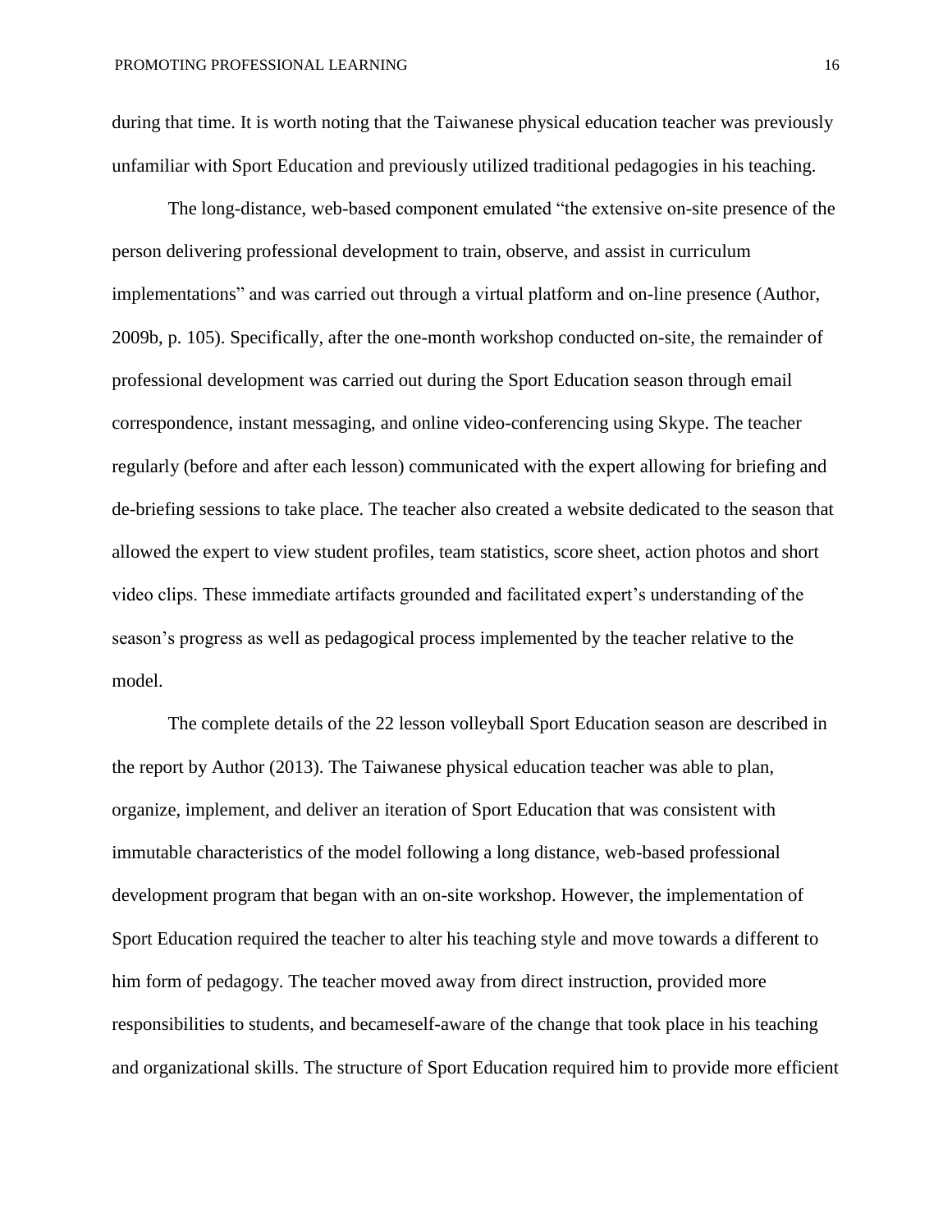during that time. It is worth noting that the Taiwanese physical education teacher was previously unfamiliar with Sport Education and previously utilized traditional pedagogies in his teaching.

The long-distance, web-based component emulated "the extensive on-site presence of the person delivering professional development to train, observe, and assist in curriculum implementations" and was carried out through a virtual platform and on-line presence (Author, 2009b, p. 105). Specifically, after the one-month workshop conducted on-site, the remainder of professional development was carried out during the Sport Education season through email correspondence, instant messaging, and online video-conferencing using Skype. The teacher regularly (before and after each lesson) communicated with the expert allowing for briefing and de-briefing sessions to take place. The teacher also created a website dedicated to the season that allowed the expert to view student profiles, team statistics, score sheet, action photos and short video clips. These immediate artifacts grounded and facilitated expert's understanding of the season's progress as well as pedagogical process implemented by the teacher relative to the model.

The complete details of the 22 lesson volleyball Sport Education season are described in the report by Author (2013). The Taiwanese physical education teacher was able to plan, organize, implement, and deliver an iteration of Sport Education that was consistent with immutable characteristics of the model following a long distance, web-based professional development program that began with an on-site workshop. However, the implementation of Sport Education required the teacher to alter his teaching style and move towards a different to him form of pedagogy. The teacher moved away from direct instruction, provided more responsibilities to students, and becameself-aware of the change that took place in his teaching and organizational skills. The structure of Sport Education required him to provide more efficient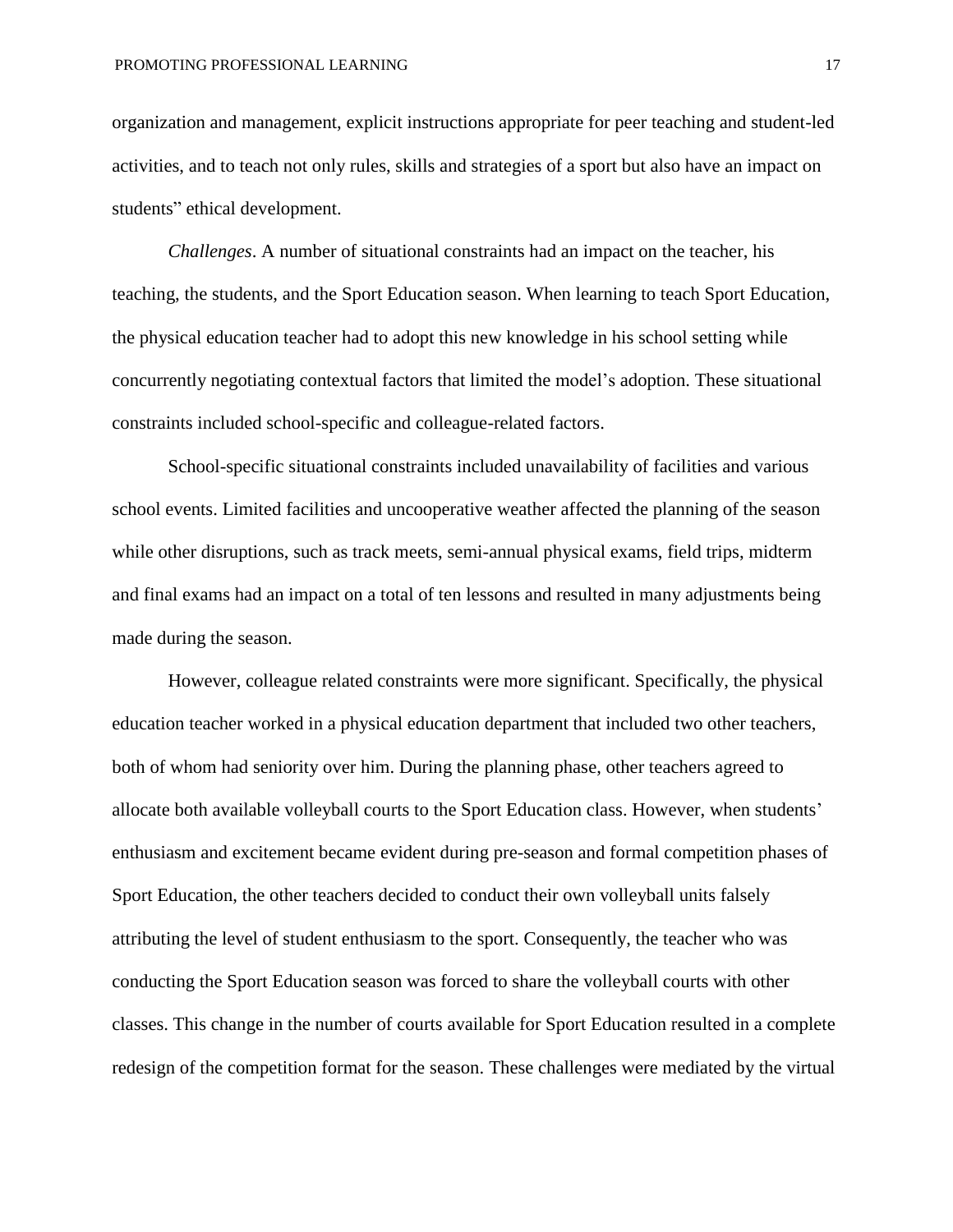organization and management, explicit instructions appropriate for peer teaching and student-led activities, and to teach not only rules, skills and strategies of a sport but also have an impact on students" ethical development.

*Challenges*. A number of situational constraints had an impact on the teacher, his teaching, the students, and the Sport Education season. When learning to teach Sport Education, the physical education teacher had to adopt this new knowledge in his school setting while concurrently negotiating contextual factors that limited the model's adoption. These situational constraints included school-specific and colleague-related factors.

School-specific situational constraints included unavailability of facilities and various school events. Limited facilities and uncooperative weather affected the planning of the season while other disruptions, such as track meets, semi-annual physical exams, field trips, midterm and final exams had an impact on a total of ten lessons and resulted in many adjustments being made during the season.

However, colleague related constraints were more significant. Specifically, the physical education teacher worked in a physical education department that included two other teachers, both of whom had seniority over him. During the planning phase, other teachers agreed to allocate both available volleyball courts to the Sport Education class. However, when students' enthusiasm and excitement became evident during pre-season and formal competition phases of Sport Education, the other teachers decided to conduct their own volleyball units falsely attributing the level of student enthusiasm to the sport. Consequently, the teacher who was conducting the Sport Education season was forced to share the volleyball courts with other classes. This change in the number of courts available for Sport Education resulted in a complete redesign of the competition format for the season. These challenges were mediated by the virtual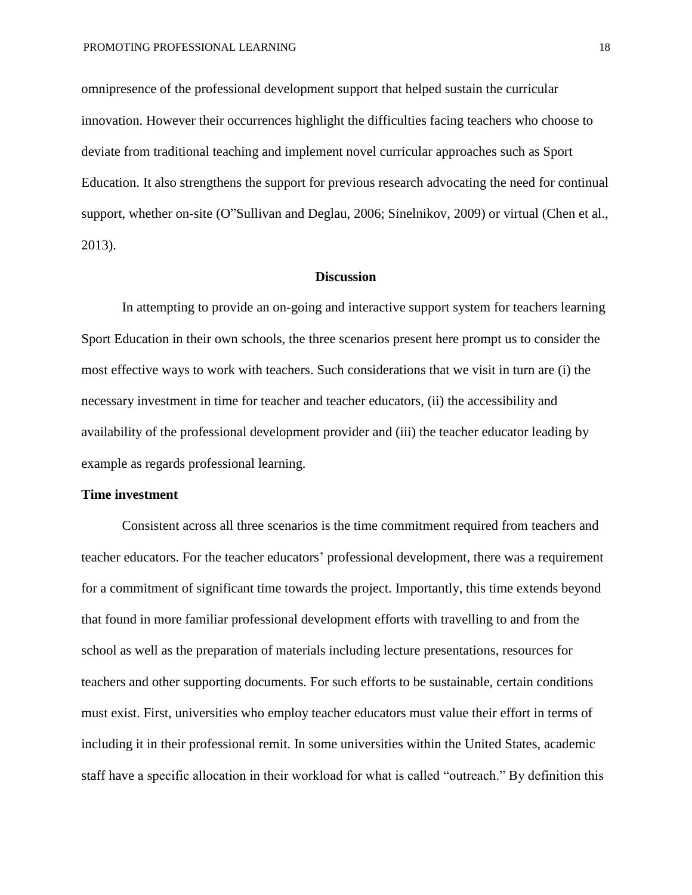omnipresence of the professional development support that helped sustain the curricular innovation. However their occurrences highlight the difficulties facing teachers who choose to deviate from traditional teaching and implement novel curricular approaches such as Sport Education. It also strengthens the support for previous research advocating the need for continual support, whether on-site (O"Sullivan and Deglau, 2006; Sinelnikov, 2009) or virtual (Chen et al., 2013).

## Discussion

In attempting to provide an on-going and interactive support system for teachers learning Sport Education in their own schools, the three scenarios present here prompt us to consider the most effective ways to work with teachers. Such considerations that we visit in turn are (i) the necessary investment in time for teacher and teacher educators, (ii) the accessibility and availability of the professional development provider and (iii) the teacher educator leading by example as regards professional learning.

### Time investment

Consistent across all three scenarios is the time commitment required from teachers and teacher educators. For the teacher educators' professional development, there was a requirement for a commitment of significant time towards the project. Importantly, this time extends beyond that found in more familiar professional development efforts with travelling to and from the school as well as the preparation of materials including lecture presentations, resources for teachers and other supporting documents. For such efforts to be sustainable, certain conditions must exist. First, universities who employ teacher educators must value their effort in terms of including it in their professional remit. In some universities within the United States, academic staff have a specific allocation in their workload for what is called "outreach." By definition this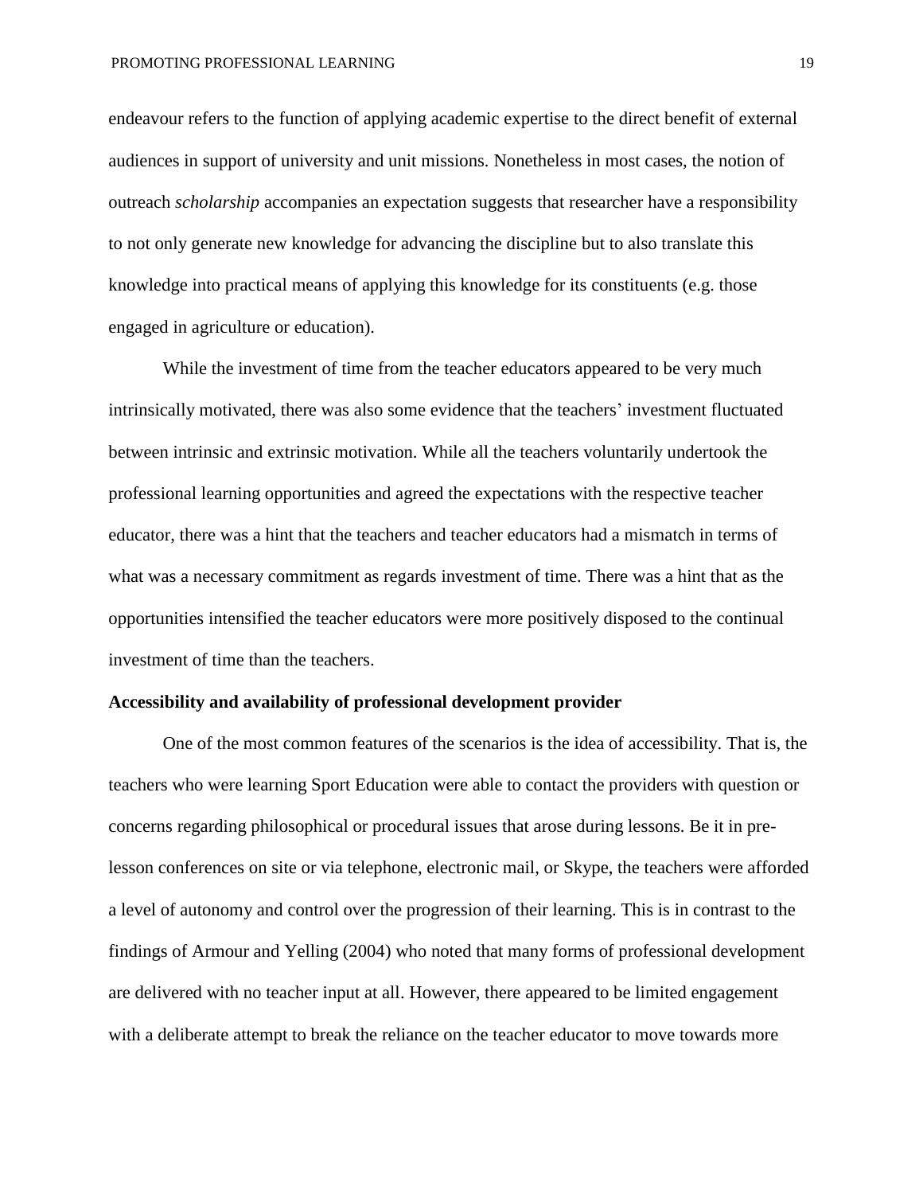endeavour refers to the function of applying academic expertise to the direct benefit of external audiences in support of university and unit missions. Nonetheless in most cases, the notion of outreach *scholarship* accompanies an expectation suggests that researcher have a responsibility to not only generate new knowledge for advancing the discipline but to also translate this knowledge into practical means of applying this knowledge for its constituents (e.g. those engaged in agriculture or education).

While the investment of time from the teacher educators appeared to be very much intrinsically motivated, there was also some evidence that the teachers' investment fluctuated between intrinsic and extrinsic motivation. While all the teachers voluntarily undertook the professional learning opportunities and agreed the expectations with the respective teacher educator, there was a hint that the teachers and teacher educators had a mismatch in terms of what was a necessary commitment as regards investment of time. There was a hint that as the opportunities intensified the teacher educators were more positively disposed to the continual investment of time than the teachers.

**Accessibility and availability of professional development provider**

One of the most common features of the scenarios is the idea of accessibility. That is, the teachers who were learning Sport Education were able to contact the providers with question or concerns regarding philosophical or procedural issues that arose during lessons. Be it in pre-lesson conferences on site or via telephone, electronic mail, or Skype, the teachers were afforded a level of autonomy and control over the progression of their learning. This is in contrast to the findings of Armour and Yelling (2004) who noted that many forms of professional development are delivered with no teacher input at all. However, there appeared to be limited engagement with a deliberate attempt to break the reliance on the teacher educator to move towards more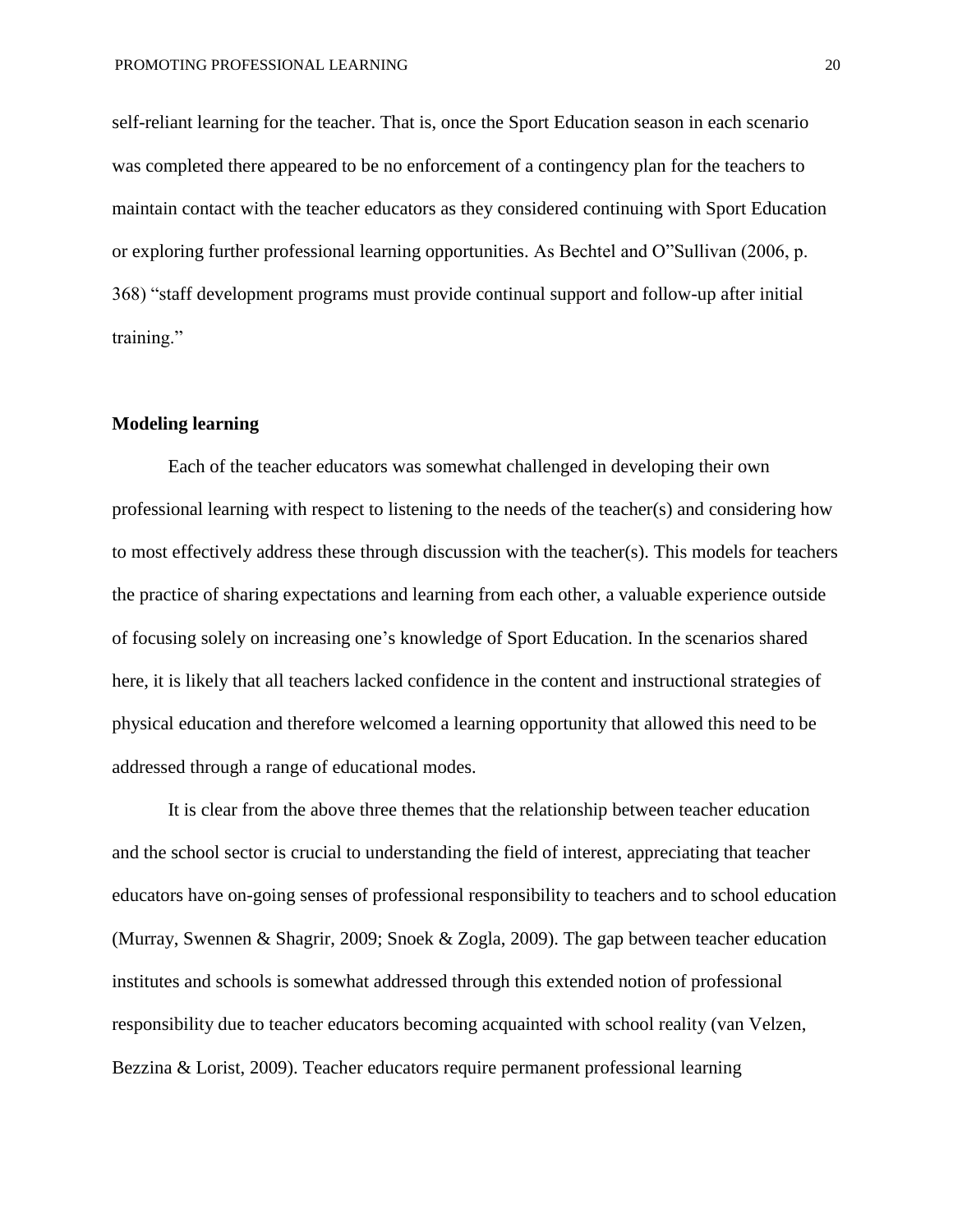self-reliant learning for the teacher. That is, once the Sport Education season in each scenario was completed there appeared to be no enforcement of a contingency plan for the teachers to maintain contact with the teacher educators as they considered continuing with Sport Education or exploring further professional learning opportunities. As Bechtel and O"Sullivan (2006, p. 368) "staff development programs must provide continual support and follow-up after initial training."

**Modeling learning**

Each of the teacher educators was somewhat challenged in developing their own professional learning with respect to listening to the needs of the teacher(s) and considering how to most effectively address these through discussion with the teacher(s). This models for teachers the practice of sharing expectations and learning from each other, a valuable experience outside of focusing solely on increasing one's knowledge of Sport Education. In the scenarios shared here, it is likely that all teachers lacked confidence in the content and instructional strategies of physical education and therefore welcomed a learning opportunity that allowed this need to be addressed through a range of educational modes.

It is clear from the above three themes that the relationship between teacher education and the school sector is crucial to understanding the field of interest, appreciating that teacher educators have on-going senses of professional responsibility to teachers and to school education (Murray, Swennen & Shagrir, 2009; Snoek & Zogla, 2009). The gap between teacher education institutes and schools is somewhat addressed through this extended notion of professional responsibility due to teacher educators becoming acquainted with school reality (van Velzen, Bezzina & Lorist, 2009). Teacher educators require permanent professional learning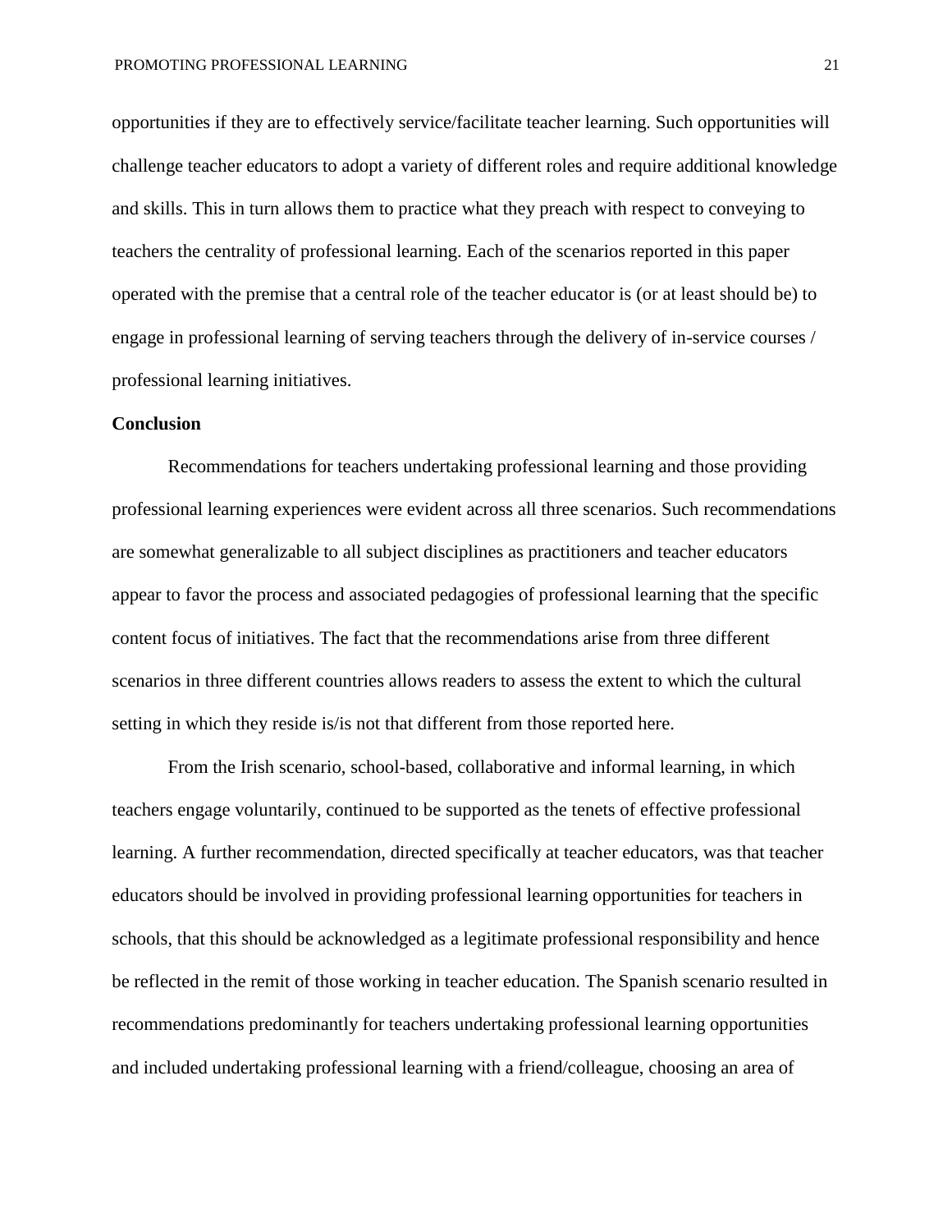opportunities if they are to effectively service/facilitate teacher learning. Such opportunities will challenge teacher educators to adopt a variety of different roles and require additional knowledge and skills. This in turn allows them to practice what they preach with respect to conveying to teachers the centrality of professional learning. Each of the scenarios reported in this paper operated with the premise that a central role of the teacher educator is (or at least should be) to engage in professional learning of serving teachers through the delivery of in-service courses / professional learning initiatives.

## Conclusion

Recommendations for teachers undertaking professional learning and those providing professional learning experiences were evident across all three scenarios. Such recommendations are somewhat generalizable to all subject disciplines as practitioners and teacher educators appear to favor the process and associated pedagogies of professional learning that the specific content focus of initiatives. The fact that the recommendations arise from three different scenarios in three different countries allows readers to assess the extent to which the cultural setting in which they reside is/is not that different from those reported here.

From the Irish scenario, school-based, collaborative and informal learning, in which teachers engage voluntarily, continued to be supported as the tenets of effective professional learning. A further recommendation, directed specifically at teacher educators, was that teacher educators should be involved in providing professional learning opportunities for teachers in schools, that this should be acknowledged as a legitimate professional responsibility and hence be reflected in the remit of those working in teacher education. The Spanish scenario resulted in recommendations predominantly for teachers undertaking professional learning opportunities and included undertaking professional learning with a friend/colleague, choosing an area of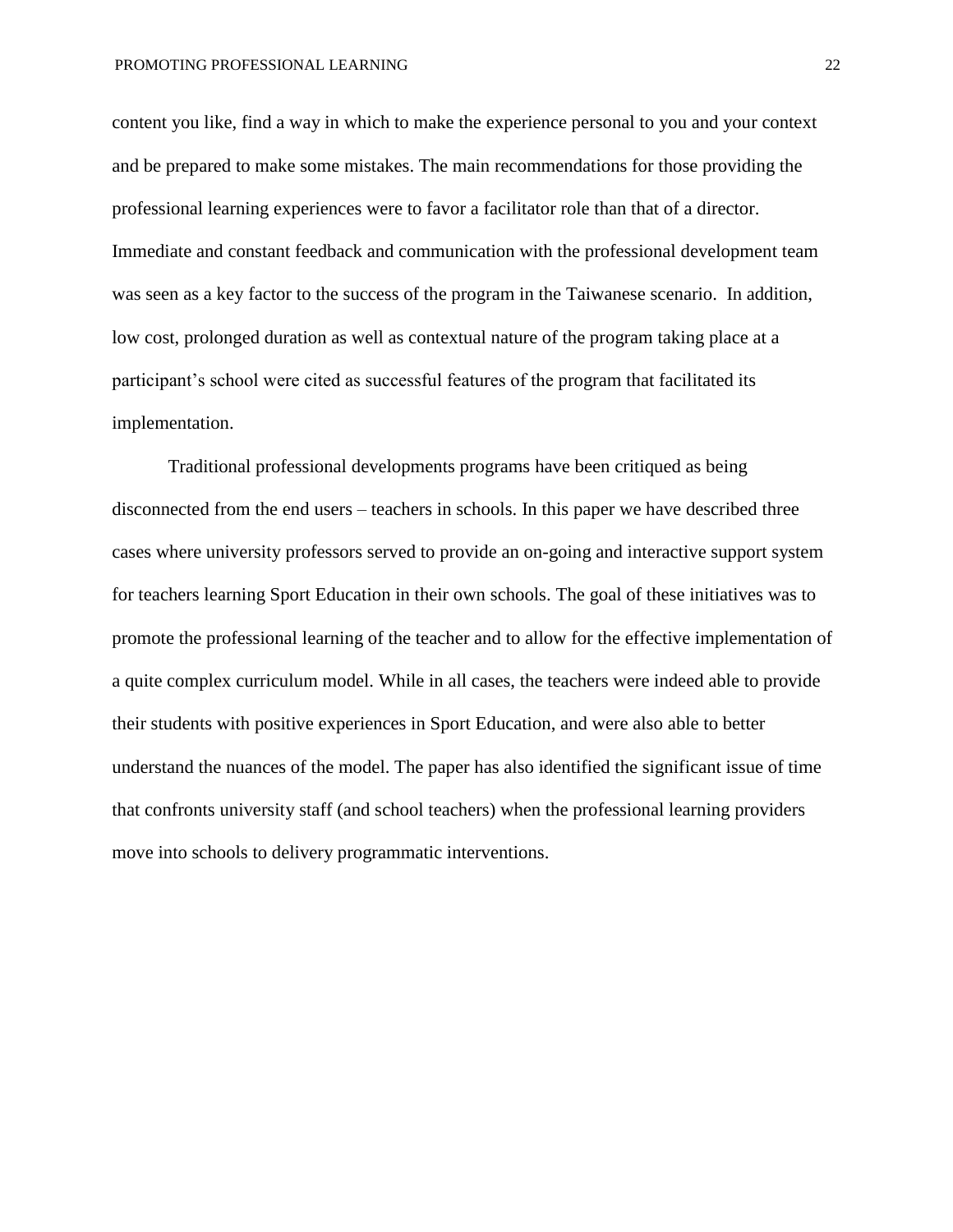content you like, find a way in which to make the experience personal to you and your context and be prepared to make some mistakes. The main recommendations for those providing the professional learning experiences were to favor a facilitator role than that of a director. Immediate and constant feedback and communication with the professional development team was seen as a key factor to the success of the program in the Taiwanese scenario. In addition, low cost, prolonged duration as well as contextual nature of the program taking place at a participant's school were cited as successful features of the program that facilitated its implementation.

Traditional professional developments programs have been critiqued as being disconnected from the end users – teachers in schools. In this paper we have described three cases where university professors served to provide an on-going and interactive support system for teachers learning Sport Education in their own schools. The goal of these initiatives was to promote the professional learning of the teacher and to allow for the effective implementation of a quite complex curriculum model. While in all cases, the teachers were indeed able to provide their students with positive experiences in Sport Education, and were also able to better understand the nuances of the model. The paper has also identified the significant issue of time that confronts university staff (and school teachers) when the professional learning providers move into schools to delivery programmatic interventions.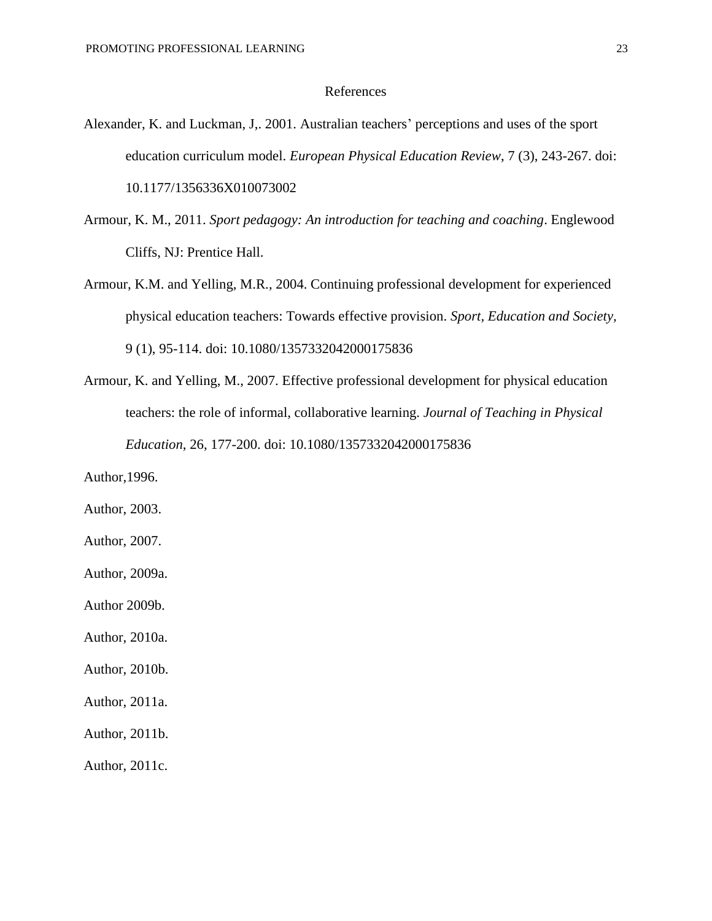# References

Alexander, K. and Luckman, J,. 2001. Australian teachers' perceptions and uses of the sport education curriculum model. *European Physical Education Review*, 7 (3), 243-267. doi: 10.1177/1356336X010073002

Armour, K. M., 2011. *Sport pedagogy: An introduction for teaching and coaching*. Englewood Cliffs, NJ: Prentice Hall.

Armour, K.M. and Yelling, M.R., 2004. Continuing professional development for experienced physical education teachers: Towards effective provision. *Sport, Education and Society*, 9 (1), 95-114. doi: 10.1080/1357332042000175836

Armour, K. and Yelling, M., 2007. Effective professional development for physical education teachers: the role of informal, collaborative learning. *Journal of Teaching in Physical Education*, 26, 177-200. doi: 10.1080/1357332042000175836

Author,1996.

Author, 2003.

Author, 2007.

Author, 2009a.

Author 2009b.

Author, 2010a.

Author, 2010b.

Author, 2011a.

Author, 2011b.

Author, 2011c.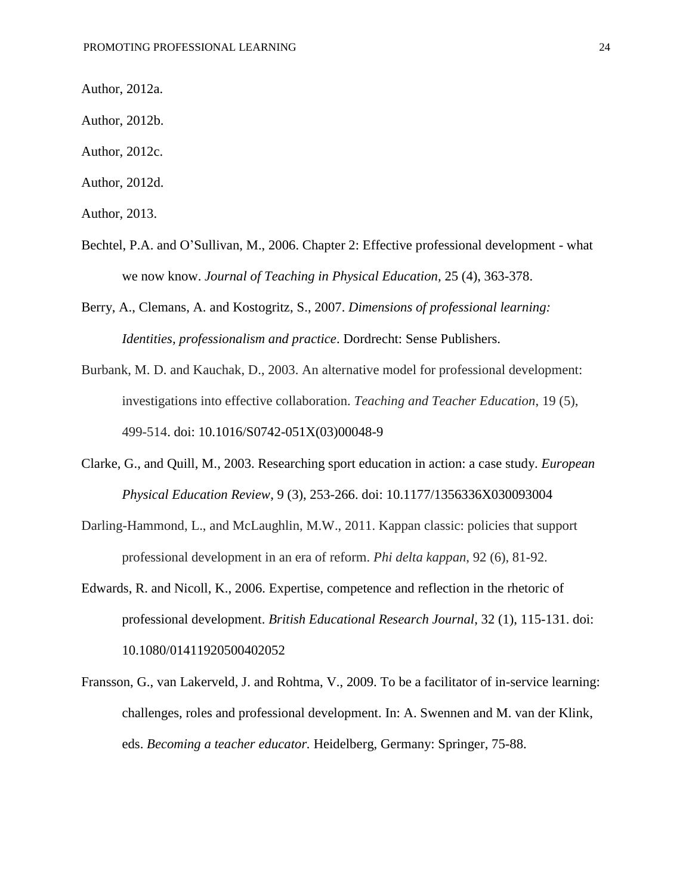Author, 2012a.

Author, 2012b.

Author, 2012c.

Author, 2012d.

Author, 2013.

Bechtel, P.A. and O'Sullivan, M., 2006. Chapter 2: Effective professional development - what we now know. *Journal of Teaching in Physical Education*, 25 (4), 363-378.

Berry, A., Clemans, A. and Kostogritz, S., 2007. *Dimensions of professional learning: Identities, professionalism and practice*. Dordrecht: Sense Publishers.

Burbank, M. D. and Kauchak, D., 2003. An alternative model for professional development: investigations into effective collaboration. *Teaching and Teacher Education*, 19 (5), 499-514. doi: 10.1016/S0742-051X(03)00048-9

Clarke, G., and Quill, M., 2003. Researching sport education in action: a case study. *European Physical Education Review*, 9 (3), 253-266. doi: 10.1177/1356336X030093004

Darling-Hammond, L., and McLaughlin, M.W., 2011. Kappan classic: policies that support professional development in an era of reform. *Phi delta kappan*, 92 (6), 81-92.

Edwards, R. and Nicoll, K., 2006. Expertise, competence and reflection in the rhetoric of professional development. *British Educational Research Journal*, 32 (1), 115-131. doi: 10.1080/01411920500402052

Fransson, G., van Lakerveld, J. and Rohtma, V., 2009. To be a facilitator of in-service learning: challenges, roles and professional development. In: A. Swennen and M. van der Klink, eds. *Becoming a teacher educator.* Heidelberg, Germany: Springer, 75-88.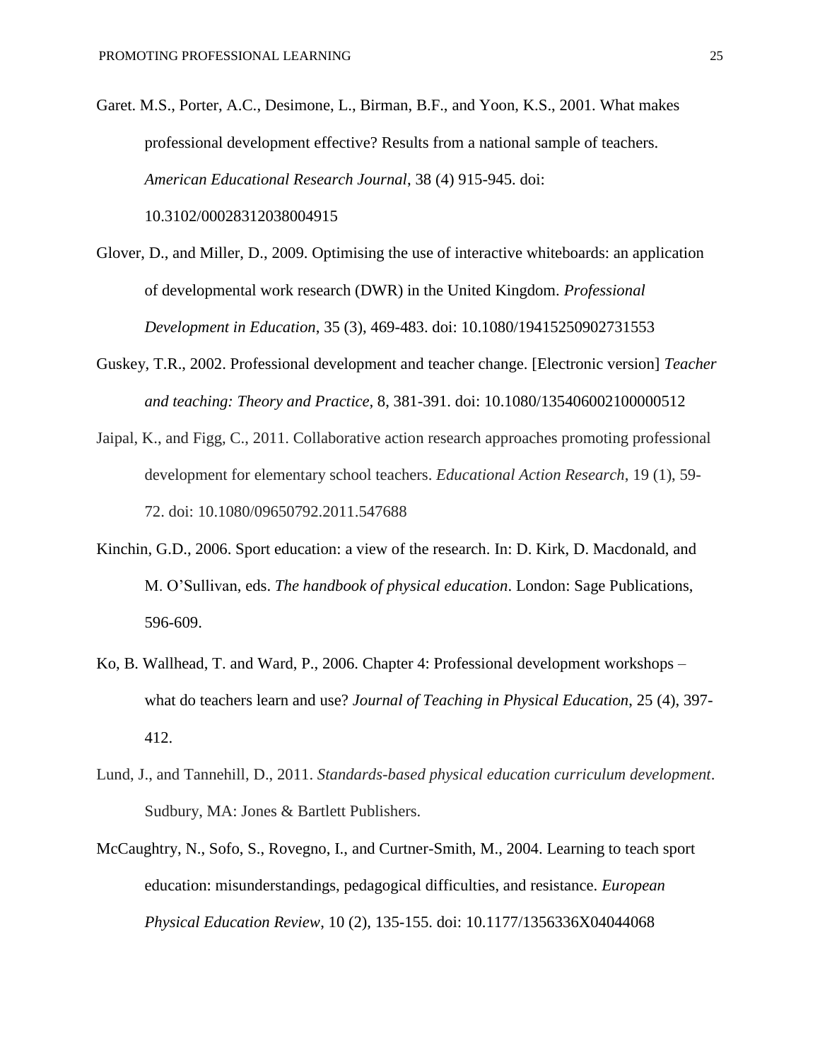Garet. M.S., Porter, A.C., Desimone, L., Birman, B.F., and Yoon, K.S., 2001. What makes professional development effective? Results from a national sample of teachers. *American Educational Research Journal*, 38 (4) 915-945. doi: 10.3102/00028312038004915

Glover, D., and Miller, D., 2009. Optimising the use of interactive whiteboards: an application of developmental work research (DWR) in the United Kingdom. *Professional Development in Education*, 35 (3), 469-483. doi: 10.1080/19415250902731553

Guskey, T.R., 2002. Professional development and teacher change. [Electronic version] *Teacher and teaching: Theory and Practice,* 8, 381-391. doi: 10.1080/135406002100000512

Jaipal, K., and Figg, C., 2011. Collaborative action research approaches promoting professional development for elementary school teachers. *Educational Action Research*, 19 (1), 59-72. doi: 10.1080/09650792.2011.547688

Kinchin, G.D., 2006. Sport education: a view of the research. In: D. Kirk, D. Macdonald, and M. O'Sullivan, eds. *The handbook of physical education*. London: Sage Publications, 596-609.

Ko, B. Wallhead, T. and Ward, P., 2006. Chapter 4: Professional development workshops – what do teachers learn and use? *Journal of Teaching in Physical Education*, 25 (4), 397-412.

Lund, J., and Tannehill, D., 2011. *Standards-based physical education curriculum development*. Sudbury, MA: Jones & Bartlett Publishers.

McCaughtry, N., Sofo, S., Rovegno, I., and Curtner-Smith, M., 2004. Learning to teach sport education: misunderstandings, pedagogical difficulties, and resistance. *European Physical Education Review*, 10 (2), 135-155. doi: 10.1177/1356336X04044068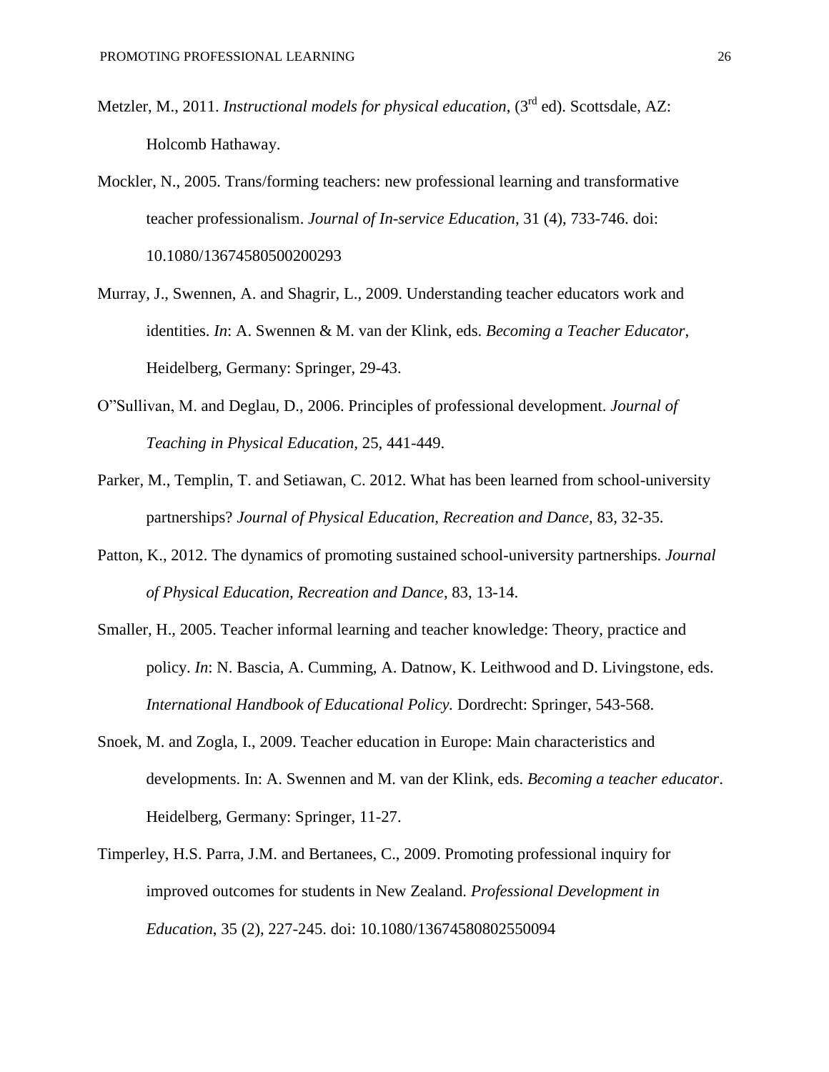Metzler, M., 2011. *Instructional models for physical education*, (3rd ed). Scottsdale, AZ: Holcomb Hathaway.

Mockler, N., 2005. Trans/forming teachers: new professional learning and transformative teacher professionalism. *Journal of In-service Education*, 31 (4), 733-746. doi: 10.1080/13674580500200293

Murray, J., Swennen, A. and Shagrir, L., 2009. Understanding teacher educators work and identities. *In*: A. Swennen & M. van der Klink, eds. *Becoming a Teacher Educator*, Heidelberg, Germany: Springer, 29-43.

O"Sullivan, M. and Deglau, D., 2006. Principles of professional development. *Journal of Teaching in Physical Education*, 25, 441-449.

Parker, M., Templin, T. and Setiawan, C. 2012. What has been learned from school-university partnerships? *Journal of Physical Education, Recreation and Dance*, 83, 32-35.

Patton, K., 2012. The dynamics of promoting sustained school-university partnerships. *Journal of Physical Education, Recreation and Dance*, 83, 13-14.

Smaller, H., 2005. Teacher informal learning and teacher knowledge: Theory, practice and policy. *In*: N. Bascia, A. Cumming, A. Datnow, K. Leithwood and D. Livingstone, eds. *International Handbook of Educational Policy.* Dordrecht: Springer, 543-568.

Snoek, M. and Zogla, I., 2009. Teacher education in Europe: Main characteristics and developments. In: A. Swennen and M. van der Klink, eds. *Becoming a teacher educator*. Heidelberg, Germany: Springer, 11-27.

Timperley, H.S. Parra, J.M. and Bertanees, C., 2009. Promoting professional inquiry for improved outcomes for students in New Zealand. *Professional Development in Education*, 35 (2), 227-245. doi: 10.1080/13674580802550094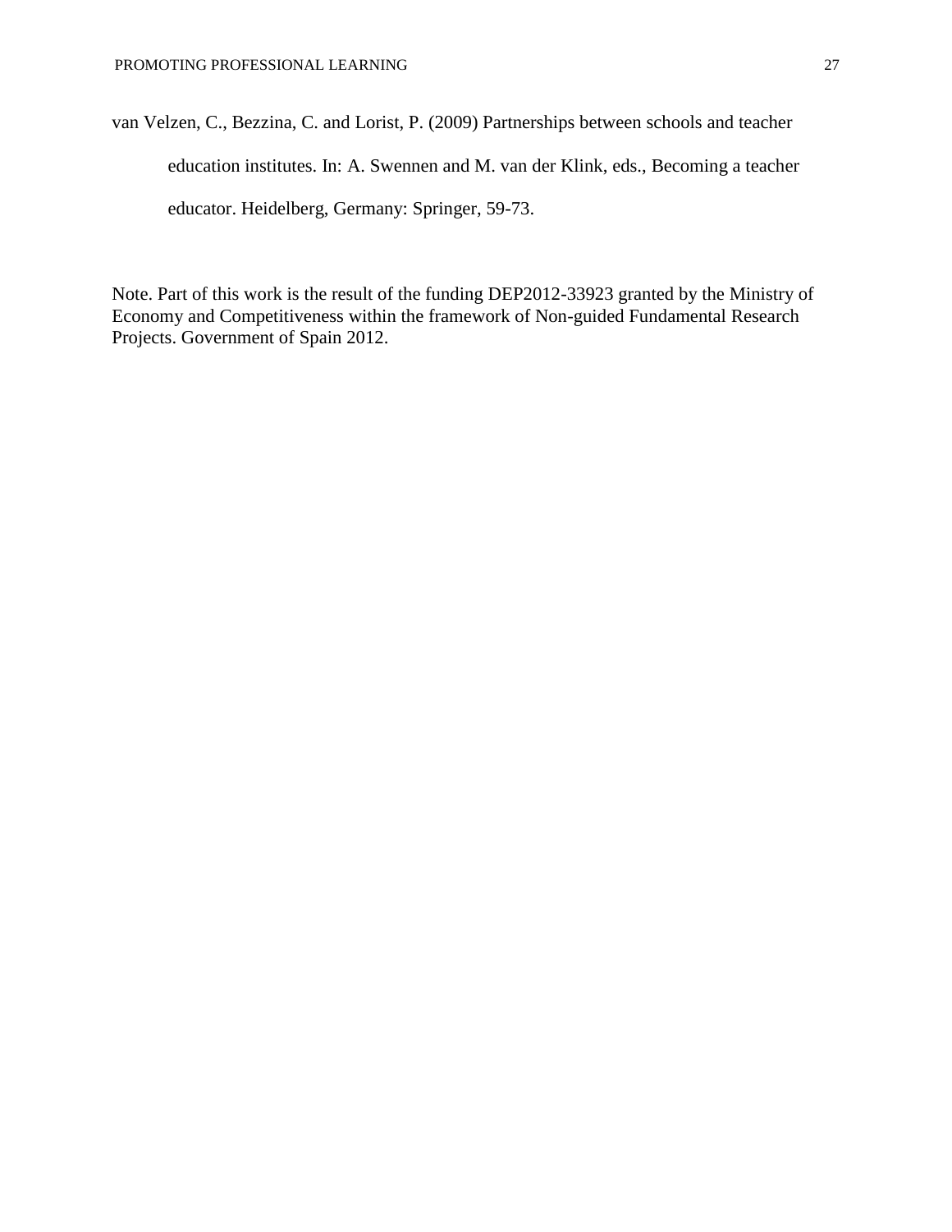van Velzen, C., Bezzina, C. and Lorist, P. (2009) Partnerships between schools and teacher education institutes. In: A. Swennen and M. van der Klink, eds., Becoming a teacher educator. Heidelberg, Germany: Springer, 59-73.

Note. Part of this work is the result of the funding DEP2012-33923 granted by the Ministry of Economy and Competitiveness within the framework of Non-guided Fundamental Research Projects. Government of Spain 2012.